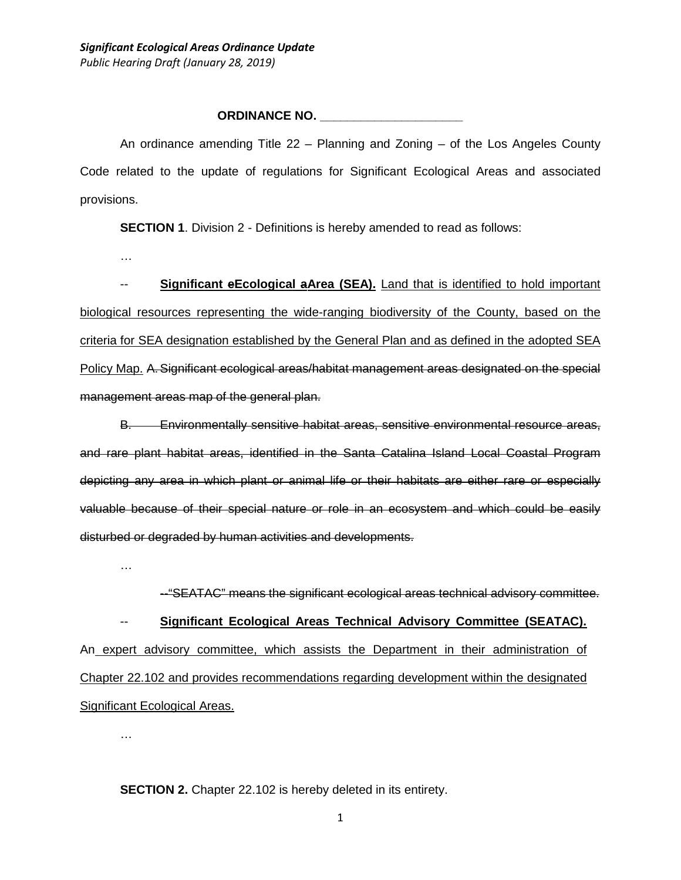*Significant Ecological Areas Ordinance Update*
*Public Hearing Draft (January 28, 2019)*

**ORDINANCE NO. ____________________**

An ordinance amending Title 22 – Planning and Zoning – of the Los Angeles County Code related to the update of regulations for Significant Ecological Areas and associated provisions.

**SECTION 1**. Division 2 - Definitions is hereby amended to read as follows:

…

-- **Significant ~~e~~Ecological ~~a~~Area (SEA).** <u>Land that is identified to hold important biological resources representing the wide-ranging biodiversity of the County, based on the criteria for SEA designation established by the General Plan and as defined in the adopted SEA Policy Map.</u> ~~A. Significant ecological areas/habitat management areas designated on the special management areas map of the general plan.~~

~~B. Environmentally sensitive habitat areas, sensitive environmental resource areas, and rare plant habitat areas, identified in the Santa Catalina Island Local Coastal Program depicting any area in which plant or animal life or their habitats are either rare or especially valuable because of their special nature or role in an ecosystem and which could be easily disturbed or degraded by human activities and developments.~~

…

~~--"SEATAC" means the significant ecological areas technical advisory committee.~~

-- **<u>Significant Ecological Areas Technical Advisory Committee (SEATAC).</u>** An<u> expert advisory committee, which assists the Department in their administration of Chapter 22.102 and provides recommendations regarding development within the designated Significant Ecological Areas.</u>

…

**SECTION 2.** Chapter 22.102 is hereby deleted in its entirety.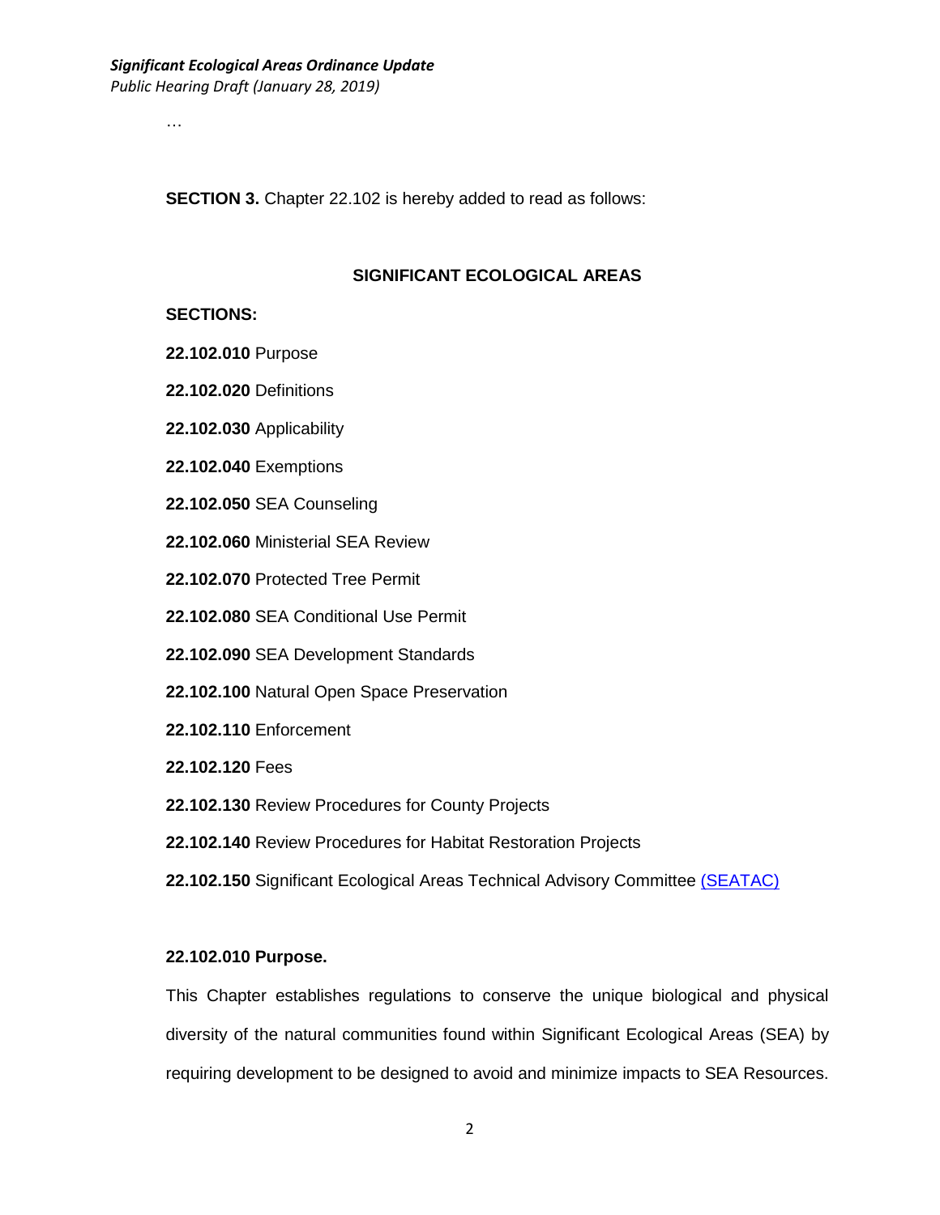…

**SECTION 3.** Chapter 22.102 is hereby added to read as follows:

## SIGNIFICANT ECOLOGICAL AREAS

**SECTIONS:**

**22.102.010** Purpose

**22.102.020** Definitions

**22.102.030** Applicability

**22.102.040** Exemptions

**22.102.050** SEA Counseling

**22.102.060** Ministerial SEA Review

**22.102.070** Protected Tree Permit

**22.102.080** SEA Conditional Use Permit

**22.102.090** SEA Development Standards

**22.102.100** Natural Open Space Preservation

**22.102.110** Enforcement

**22.102.120** Fees

**22.102.130** Review Procedures for County Projects

**22.102.140** Review Procedures for Habitat Restoration Projects

**22.102.150** Significant Ecological Areas Technical Advisory Committee (SEATAC)

### 22.102.010 Purpose.

This Chapter establishes regulations to conserve the unique biological and physical diversity of the natural communities found within Significant Ecological Areas (SEA) by requiring development to be designed to avoid and minimize impacts to SEA Resources.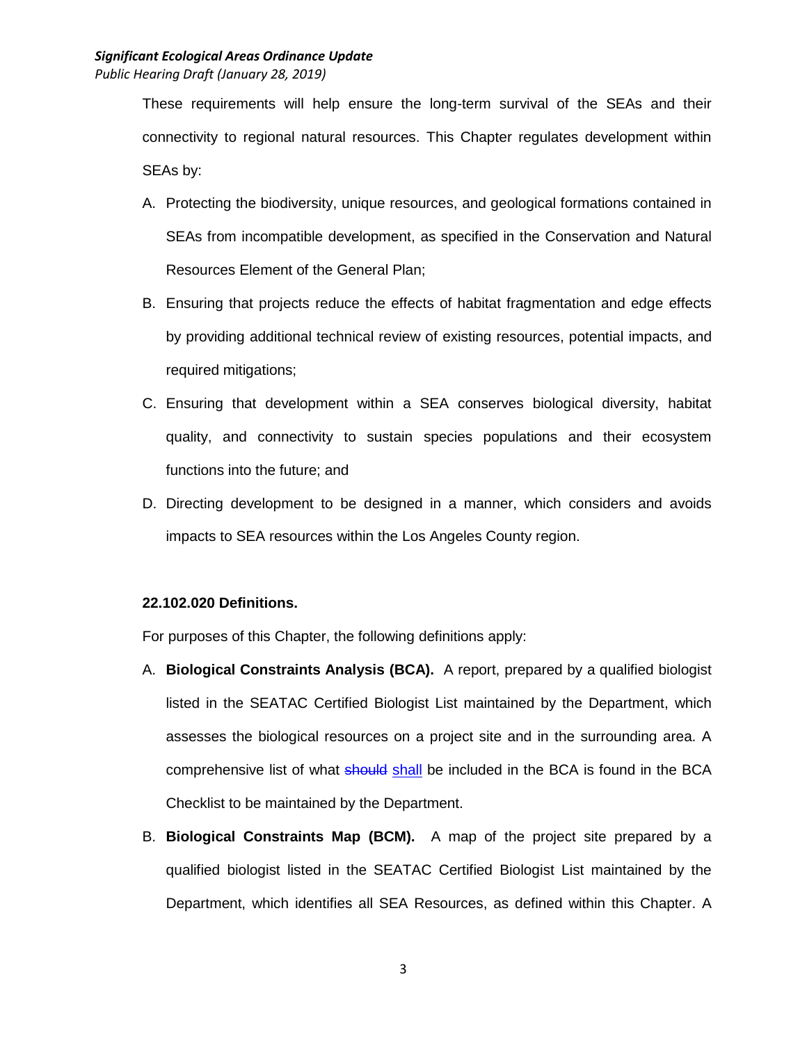These requirements will help ensure the long-term survival of the SEAs and their connectivity to regional natural resources. This Chapter regulates development within SEAs by:

A. Protecting the biodiversity, unique resources, and geological formations contained in SEAs from incompatible development, as specified in the Conservation and Natural Resources Element of the General Plan;

B. Ensuring that projects reduce the effects of habitat fragmentation and edge effects by providing additional technical review of existing resources, potential impacts, and required mitigations;

C. Ensuring that development within a SEA conserves biological diversity, habitat quality, and connectivity to sustain species populations and their ecosystem functions into the future; and

D. Directing development to be designed in a manner, which considers and avoids impacts to SEA resources within the Los Angeles County region.

**22.102.020 Definitions.**

For purposes of this Chapter, the following definitions apply:

A. **Biological Constraints Analysis (BCA).** A report, prepared by a qualified biologist listed in the SEATAC Certified Biologist List maintained by the Department, which assesses the biological resources on a project site and in the surrounding area. A comprehensive list of what ~~should~~ shall be included in the BCA is found in the BCA Checklist to be maintained by the Department.

B. **Biological Constraints Map (BCM).** A map of the project site prepared by a qualified biologist listed in the SEATAC Certified Biologist List maintained by the Department, which identifies all SEA Resources, as defined within this Chapter. A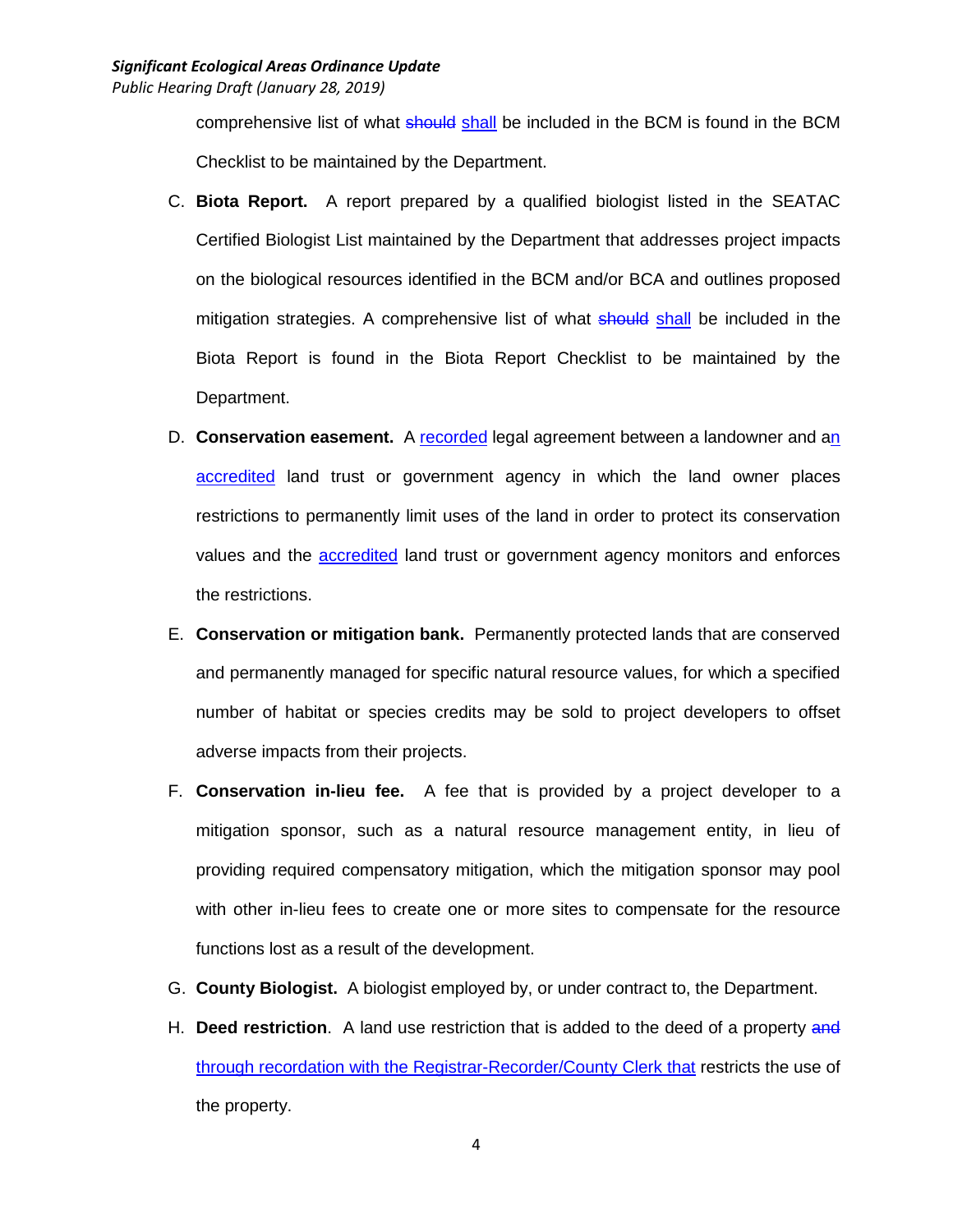comprehensive list of what ~~should~~ shall be included in the BCM is found in the BCM Checklist to be maintained by the Department.

C. **Biota Report.** A report prepared by a qualified biologist listed in the SEATAC Certified Biologist List maintained by the Department that addresses project impacts on the biological resources identified in the BCM and/or BCA and outlines proposed mitigation strategies. A comprehensive list of what ~~should~~ shall be included in the Biota Report is found in the Biota Report Checklist to be maintained by the Department.

D. **Conservation easement.** A recorded legal agreement between a landowner and an accredited land trust or government agency in which the land owner places restrictions to permanently limit uses of the land in order to protect its conservation values and the accredited land trust or government agency monitors and enforces the restrictions.

E. **Conservation or mitigation bank.** Permanently protected lands that are conserved and permanently managed for specific natural resource values, for which a specified number of habitat or species credits may be sold to project developers to offset adverse impacts from their projects.

F. **Conservation in-lieu fee.** A fee that is provided by a project developer to a mitigation sponsor, such as a natural resource management entity, in lieu of providing required compensatory mitigation, which the mitigation sponsor may pool with other in-lieu fees to create one or more sites to compensate for the resource functions lost as a result of the development.

G. **County Biologist.** A biologist employed by, or under contract to, the Department.

H. **Deed restriction**. A land use restriction that is added to the deed of a property ~~and~~ through recordation with the Registrar-Recorder/County Clerk that restricts the use of the property.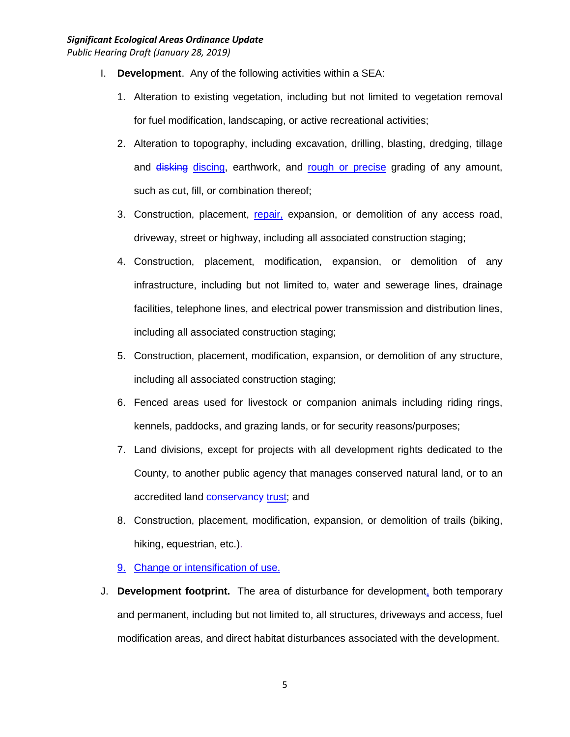I. **Development**. Any of the following activities within a SEA:

1. Alteration to existing vegetation, including but not limited to vegetation removal for fuel modification, landscaping, or active recreational activities;
2. Alteration to topography, including excavation, drilling, blasting, dredging, tillage and ~~disking~~ discing, earthwork, and rough or precise grading of any amount, such as cut, fill, or combination thereof;
3. Construction, placement, repair, expansion, or demolition of any access road, driveway, street or highway, including all associated construction staging;
4. Construction, placement, modification, expansion, or demolition of any infrastructure, including but not limited to, water and sewerage lines, drainage facilities, telephone lines, and electrical power transmission and distribution lines, including all associated construction staging;
5. Construction, placement, modification, expansion, or demolition of any structure, including all associated construction staging;
6. Fenced areas used for livestock or companion animals including riding rings, kennels, paddocks, and grazing lands, or for security reasons/purposes;
7. Land divisions, except for projects with all development rights dedicated to the County, to another public agency that manages conserved natural land, or to an accredited land ~~conservancy~~ trust; and
8. Construction, placement, modification, expansion, or demolition of trails (biking, hiking, equestrian, etc.).
9. Change or intensification of use.

J. **Development footprint.** The area of disturbance for development, both temporary and permanent, including but not limited to, all structures, driveways and access, fuel modification areas, and direct habitat disturbances associated with the development.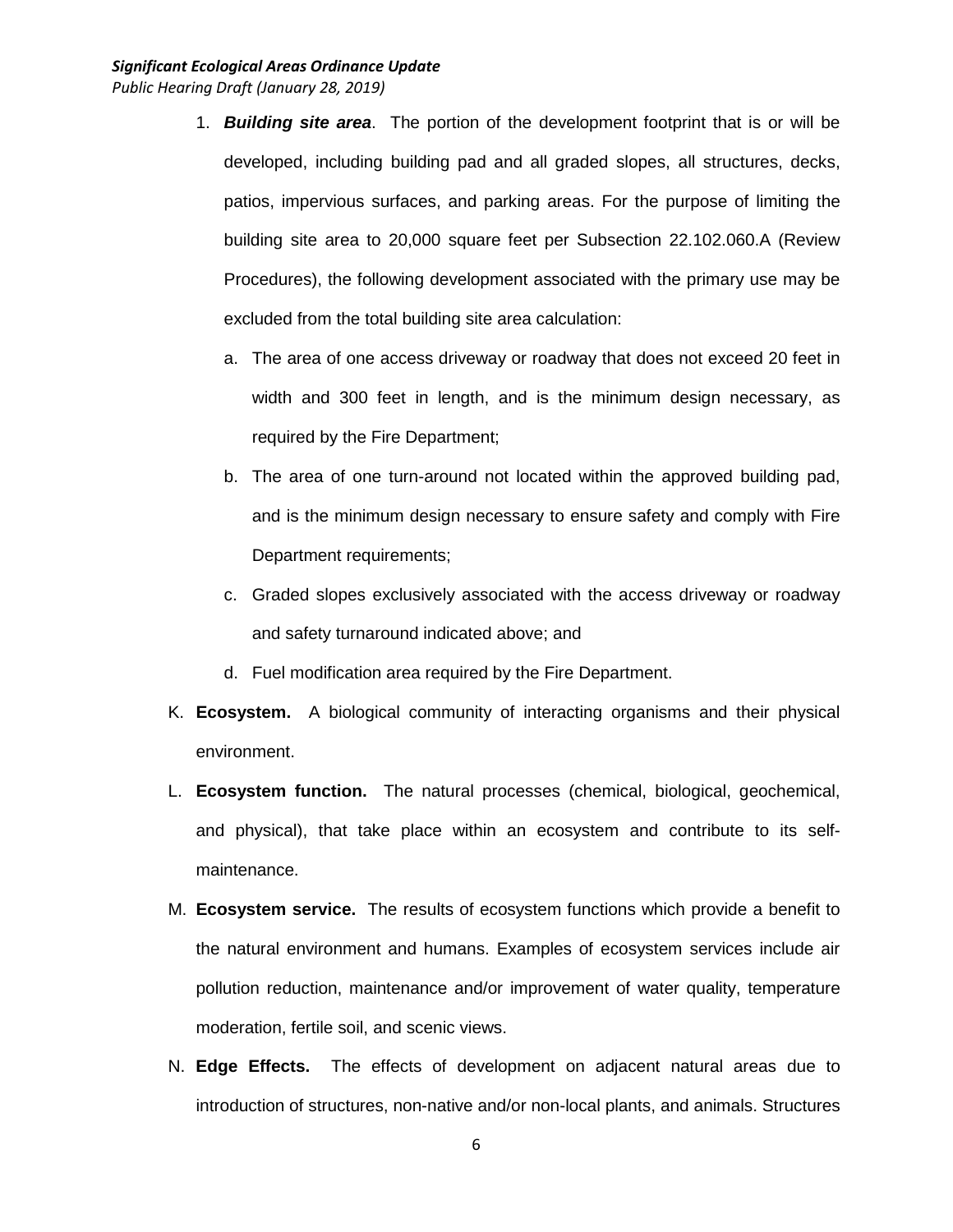1. ***Building site area***. The portion of the development footprint that is or will be developed, including building pad and all graded slopes, all structures, decks, patios, impervious surfaces, and parking areas. For the purpose of limiting the building site area to 20,000 square feet per Subsection 22.102.060.A (Review Procedures), the following development associated with the primary use may be excluded from the total building site area calculation:

   a. The area of one access driveway or roadway that does not exceed 20 feet in width and 300 feet in length, and is the minimum design necessary, as required by the Fire Department;

   b. The area of one turn-around not located within the approved building pad, and is the minimum design necessary to ensure safety and comply with Fire Department requirements;

   c. Graded slopes exclusively associated with the access driveway or roadway and safety turnaround indicated above; and

   d. Fuel modification area required by the Fire Department.

K. **Ecosystem.** A biological community of interacting organisms and their physical environment.

L. **Ecosystem function.** The natural processes (chemical, biological, geochemical, and physical), that take place within an ecosystem and contribute to its self-maintenance.

M. **Ecosystem service.** The results of ecosystem functions which provide a benefit to the natural environment and humans. Examples of ecosystem services include air pollution reduction, maintenance and/or improvement of water quality, temperature moderation, fertile soil, and scenic views.

N. **Edge Effects.** The effects of development on adjacent natural areas due to introduction of structures, non-native and/or non-local plants, and animals. Structures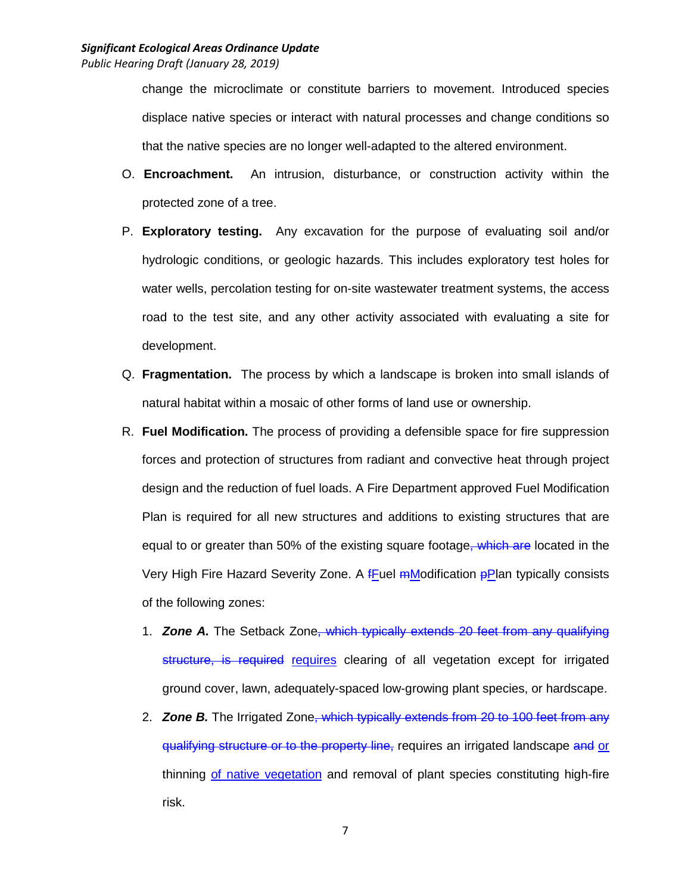change the microclimate or constitute barriers to movement. Introduced species displace native species or interact with natural processes and change conditions so that the native species are no longer well-adapted to the altered environment.

O. **Encroachment.** An intrusion, disturbance, or construction activity within the protected zone of a tree.

P. **Exploratory testing.** Any excavation for the purpose of evaluating soil and/or hydrologic conditions, or geologic hazards. This includes exploratory test holes for water wells, percolation testing for on-site wastewater treatment systems, the access road to the test site, and any other activity associated with evaluating a site for development.

Q. **Fragmentation.** The process by which a landscape is broken into small islands of natural habitat within a mosaic of other forms of land use or ownership.

R. **Fuel Modification.** The process of providing a defensible space for fire suppression forces and protection of structures from radiant and convective heat through project design and the reduction of fuel loads. A Fire Department approved Fuel Modification Plan is required for all new structures and additions to existing structures that are equal to or greater than 50% of the existing square footage~~, which are~~ located in the Very High Fire Hazard Severity Zone. A ~~f~~<u>F</u>uel ~~m~~<u>M</u>odification ~~p~~<u>P</u>lan typically consists of the following zones:

   1. ***Zone A.*** The Setback Zone~~, which typically extends 20 feet from any qualifying structure, is required~~ <u>requires</u> clearing of all vegetation except for irrigated ground cover, lawn, adequately-spaced low-growing plant species, or hardscape.

   2. ***Zone B.*** The Irrigated Zone~~, which typically extends from 20 to 100 feet from any qualifying structure or to the property line,~~ requires an irrigated landscape ~~and~~ <u>or</u> thinning <u>of native vegetation</u> and removal of plant species constituting high-fire risk.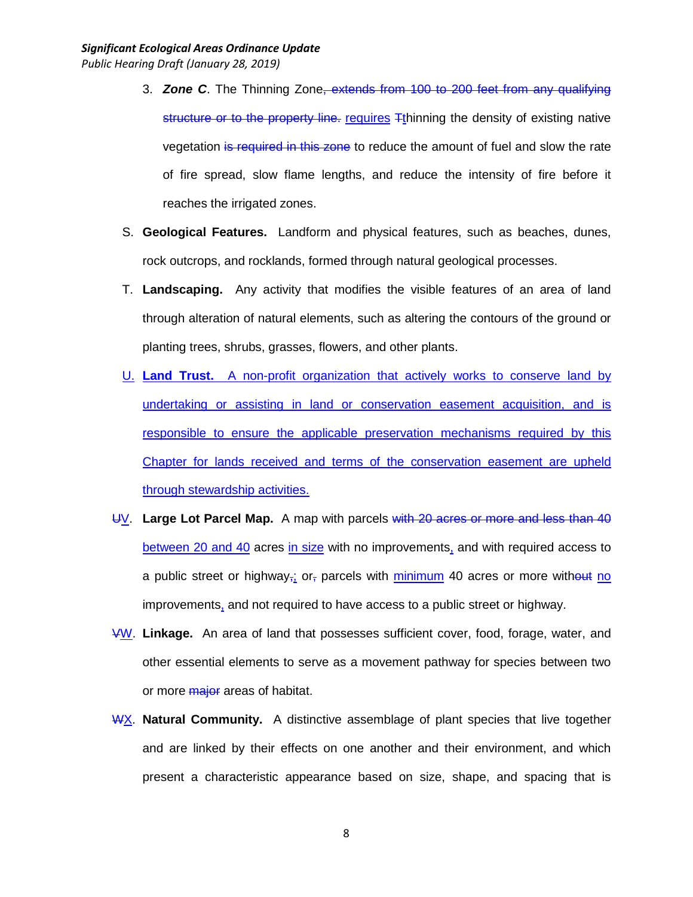3. ***Zone C***. The Thinning Zone~~, extends from 100 to 200 feet from any qualifying structure or to the property line.~~ <u>requires</u> ~~T~~<u>t</u>hinning the density of existing native vegetation ~~is required in this zone~~ to reduce the amount of fuel and slow the rate of fire spread, slow flame lengths, and reduce the intensity of fire before it reaches the irrigated zones.

S. **Geological Features.** Landform and physical features, such as beaches, dunes, rock outcrops, and rocklands, formed through natural geological processes.

T. **Landscaping.** Any activity that modifies the visible features of an area of land through alteration of natural elements, such as altering the contours of the ground or planting trees, shrubs, grasses, flowers, and other plants.

<u>U. **Land Trust.** A non-profit organization that actively works to conserve land by undertaking or assisting in land or conservation easement acquisition, and is responsible to ensure the applicable preservation mechanisms required by this Chapter for lands received and terms of the conservation easement are upheld through stewardship activities.</u>

~~U~~<u>V</u>. **Large Lot Parcel Map.** A map with parcels ~~with 20 acres or more and less than 40~~ <u>between 20 and 40</u> acres <u>in size</u> with no improvements<u>,</u> and with required access to a public street or highway~~,~~<u>;</u> or~~,~~ parcels with <u>minimum</u> 40 acres or more with~~out~~ <u>no</u> improvements<u>,</u> and not required to have access to a public street or highway.

~~V~~<u>W</u>. **Linkage.** An area of land that possesses sufficient cover, food, forage, water, and other essential elements to serve as a movement pathway for species between two or more ~~major~~ areas of habitat.

~~W~~<u>X</u>. **Natural Community.** A distinctive assemblage of plant species that live together and are linked by their effects on one another and their environment, and which present a characteristic appearance based on size, shape, and spacing that is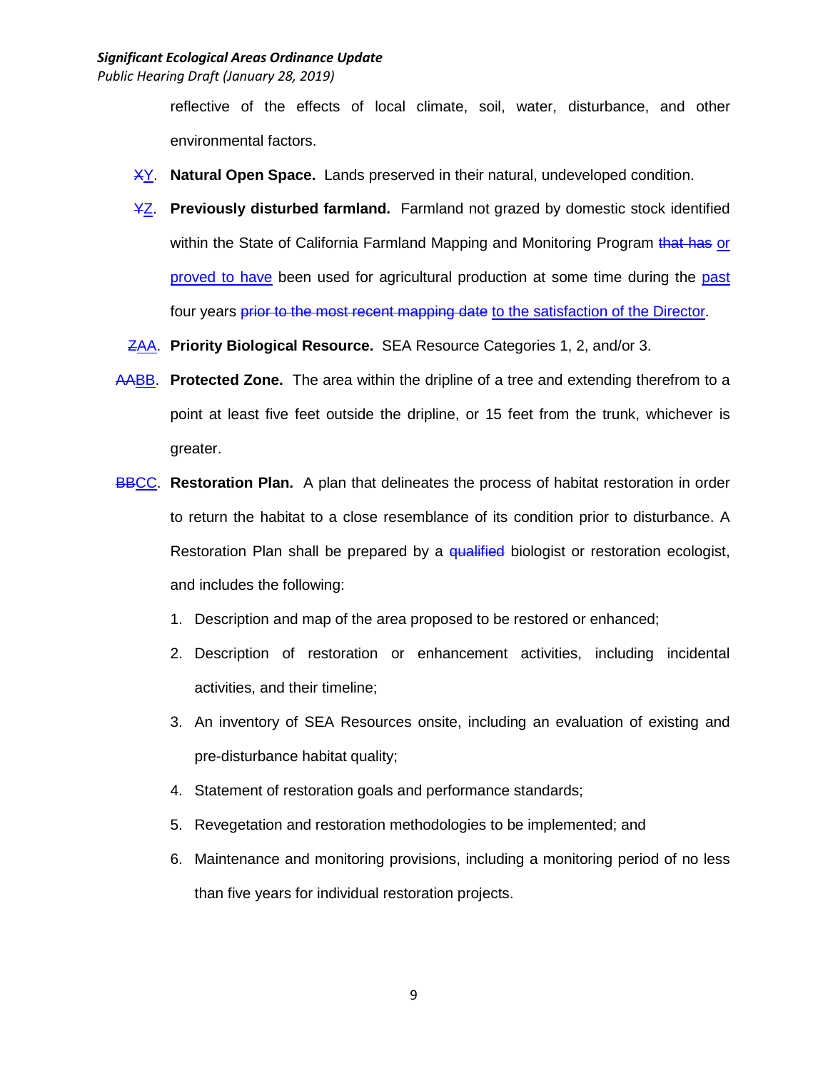reflective of the effects of local climate, soil, water, disturbance, and other environmental factors.

~~X~~Y. **Natural Open Space.** Lands preserved in their natural, undeveloped condition.

~~Y~~Z. **Previously disturbed farmland.** Farmland not grazed by domestic stock identified within the State of California Farmland Mapping and Monitoring Program ~~that has~~ or proved to have been used for agricultural production at some time during the past four years ~~prior to the most recent mapping date~~ to the satisfaction of the Director.

~~Z~~AA. **Priority Biological Resource.** SEA Resource Categories 1, 2, and/or 3.

~~AA~~BB. **Protected Zone.** The area within the dripline of a tree and extending therefrom to a point at least five feet outside the dripline, or 15 feet from the trunk, whichever is greater.

~~BB~~CC. **Restoration Plan.** A plan that delineates the process of habitat restoration in order to return the habitat to a close resemblance of its condition prior to disturbance. A Restoration Plan shall be prepared by a ~~qualified~~ biologist or restoration ecologist, and includes the following:

1. Description and map of the area proposed to be restored or enhanced;
2. Description of restoration or enhancement activities, including incidental activities, and their timeline;
3. An inventory of SEA Resources onsite, including an evaluation of existing and pre-disturbance habitat quality;
4. Statement of restoration goals and performance standards;
5. Revegetation and restoration methodologies to be implemented; and
6. Maintenance and monitoring provisions, including a monitoring period of no less than five years for individual restoration projects.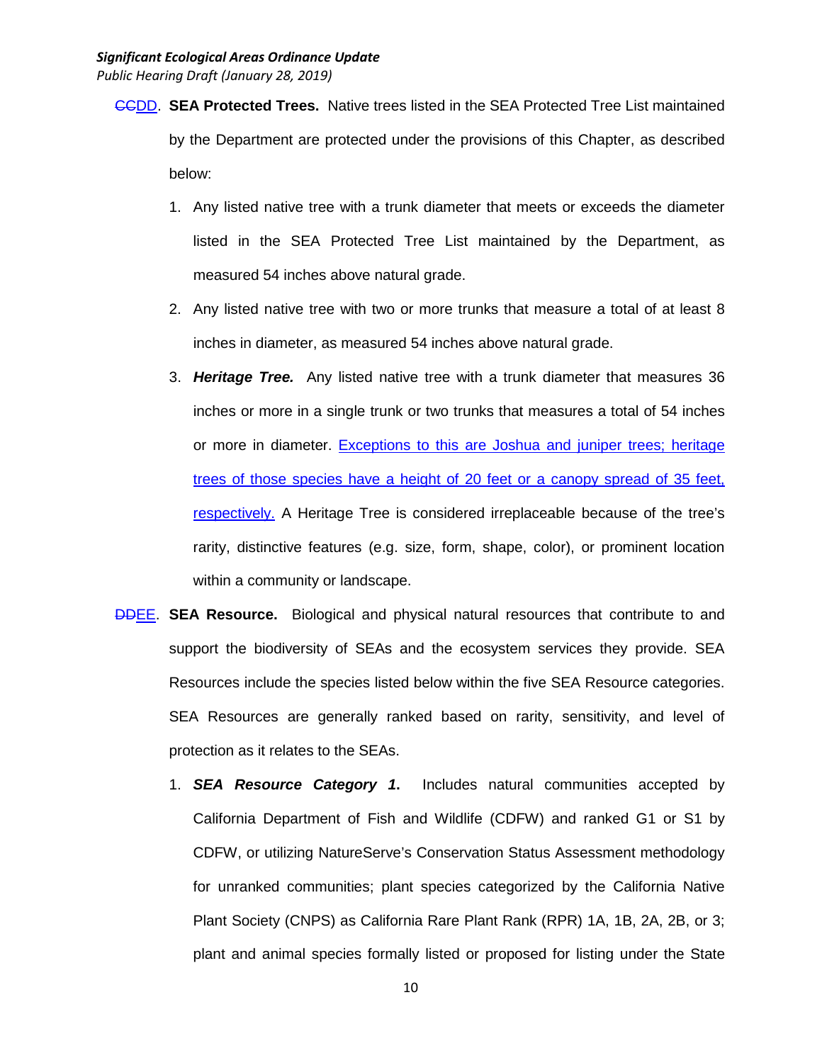~~CC~~DD. **SEA Protected Trees.** Native trees listed in the SEA Protected Tree List maintained by the Department are protected under the provisions of this Chapter, as described below:

1. Any listed native tree with a trunk diameter that meets or exceeds the diameter listed in the SEA Protected Tree List maintained by the Department, as measured 54 inches above natural grade.
2. Any listed native tree with two or more trunks that measure a total of at least 8 inches in diameter, as measured 54 inches above natural grade.
3. ***Heritage Tree.*** Any listed native tree with a trunk diameter that measures 36 inches or more in a single trunk or two trunks that measures a total of 54 inches or more in diameter. Exceptions to this are Joshua and juniper trees; heritage trees of those species have a height of 20 feet or a canopy spread of 35 feet, respectively. A Heritage Tree is considered irreplaceable because of the tree's rarity, distinctive features (e.g. size, form, shape, color), or prominent location within a community or landscape.

~~DD~~EE. **SEA Resource.** Biological and physical natural resources that contribute to and support the biodiversity of SEAs and the ecosystem services they provide. SEA Resources include the species listed below within the five SEA Resource categories. SEA Resources are generally ranked based on rarity, sensitivity, and level of protection as it relates to the SEAs.

1. ***SEA Resource Category 1.*** Includes natural communities accepted by California Department of Fish and Wildlife (CDFW) and ranked G1 or S1 by CDFW, or utilizing NatureServe's Conservation Status Assessment methodology for unranked communities; plant species categorized by the California Native Plant Society (CNPS) as California Rare Plant Rank (RPR) 1A, 1B, 2A, 2B, or 3; plant and animal species formally listed or proposed for listing under the State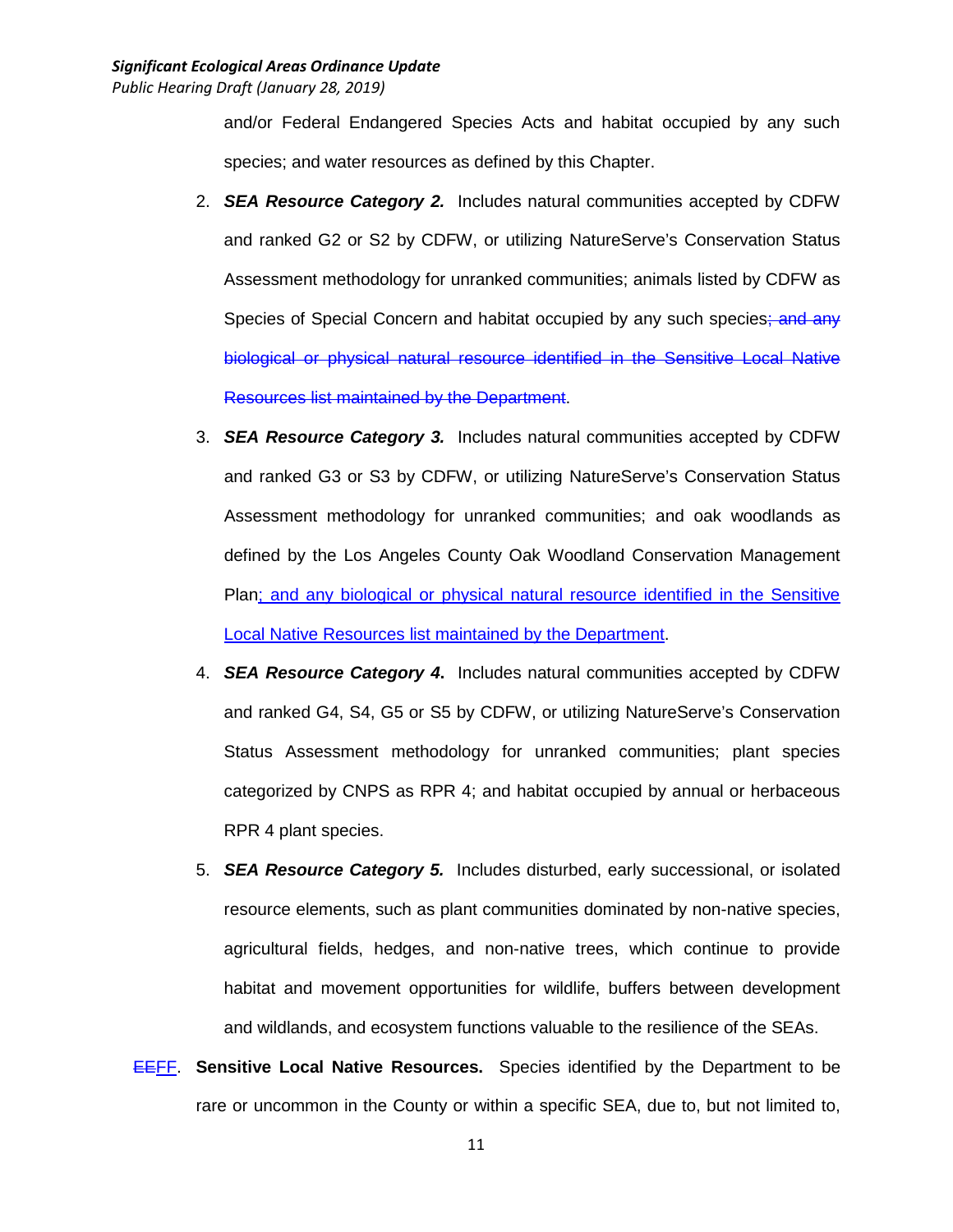and/or Federal Endangered Species Acts and habitat occupied by any such species; and water resources as defined by this Chapter.

2. ***SEA Resource Category 2.*** Includes natural communities accepted by CDFW and ranked G2 or S2 by CDFW, or utilizing NatureServe's Conservation Status Assessment methodology for unranked communities; animals listed by CDFW as Species of Special Concern and habitat occupied by any such species~~; and any biological or physical natural resource identified in the Sensitive Local Native Resources list maintained by the Department~~.

3. ***SEA Resource Category 3.*** Includes natural communities accepted by CDFW and ranked G3 or S3 by CDFW, or utilizing NatureServe's Conservation Status Assessment methodology for unranked communities; and oak woodlands as defined by the Los Angeles County Oak Woodland Conservation Management Plan<u>; and any biological or physical natural resource identified in the Sensitive Local Native Resources list maintained by the Department</u>.

4. ***SEA Resource Category 4.*** Includes natural communities accepted by CDFW and ranked G4, S4, G5 or S5 by CDFW, or utilizing NatureServe's Conservation Status Assessment methodology for unranked communities; plant species categorized by CNPS as RPR 4; and habitat occupied by annual or herbaceous RPR 4 plant species.

5. ***SEA Resource Category 5.*** Includes disturbed, early successional, or isolated resource elements, such as plant communities dominated by non-native species, agricultural fields, hedges, and non-native trees, which continue to provide habitat and movement opportunities for wildlife, buffers between development and wildlands, and ecosystem functions valuable to the resilience of the SEAs.

~~EE~~<u>FF</u>. **Sensitive Local Native Resources.** Species identified by the Department to be rare or uncommon in the County or within a specific SEA, due to, but not limited to,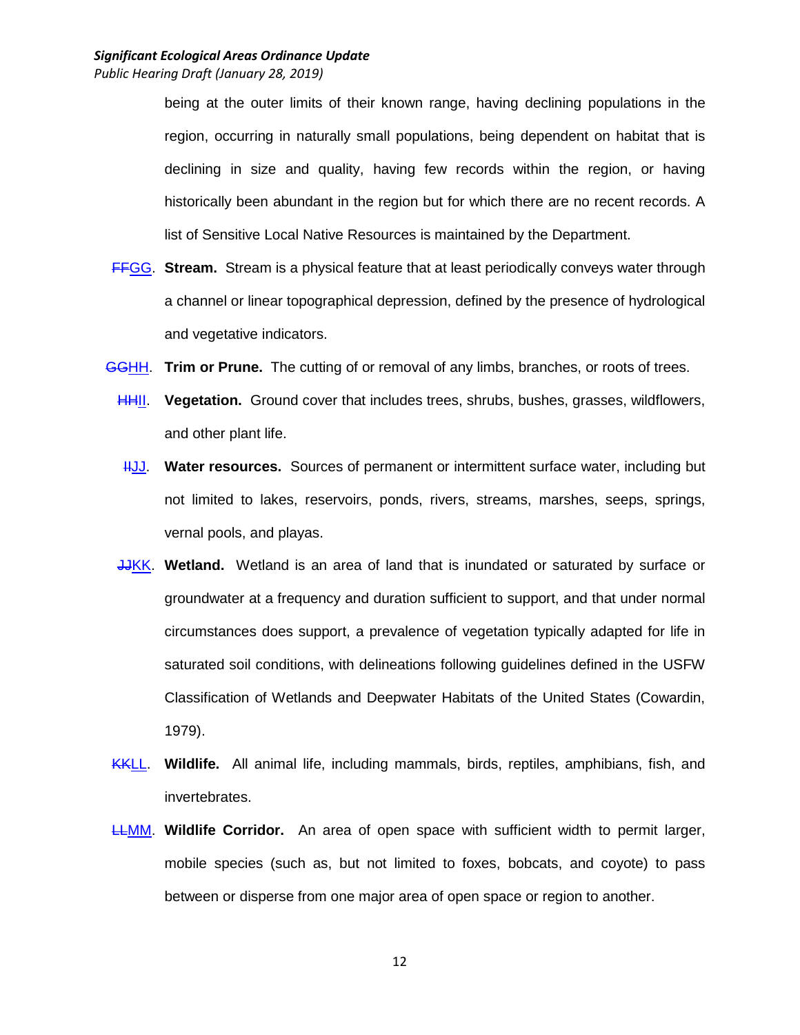being at the outer limits of their known range, having declining populations in the region, occurring in naturally small populations, being dependent on habitat that is declining in size and quality, having few records within the region, or having historically been abundant in the region but for which there are no recent records. A list of Sensitive Local Native Resources is maintained by the Department.

~~FF~~GG. **Stream.** Stream is a physical feature that at least periodically conveys water through a channel or linear topographical depression, defined by the presence of hydrological and vegetative indicators.

~~GG~~HH. **Trim or Prune.** The cutting of or removal of any limbs, branches, or roots of trees.

~~HH~~II. **Vegetation.** Ground cover that includes trees, shrubs, bushes, grasses, wildflowers, and other plant life.

~~II~~JJ. **Water resources.** Sources of permanent or intermittent surface water, including but not limited to lakes, reservoirs, ponds, rivers, streams, marshes, seeps, springs, vernal pools, and playas.

~~JJ~~KK. **Wetland.** Wetland is an area of land that is inundated or saturated by surface or groundwater at a frequency and duration sufficient to support, and that under normal circumstances does support, a prevalence of vegetation typically adapted for life in saturated soil conditions, with delineations following guidelines defined in the USFW Classification of Wetlands and Deepwater Habitats of the United States (Cowardin, 1979).

~~KK~~LL. **Wildlife.** All animal life, including mammals, birds, reptiles, amphibians, fish, and invertebrates.

~~LL~~MM. **Wildlife Corridor.** An area of open space with sufficient width to permit larger, mobile species (such as, but not limited to foxes, bobcats, and coyote) to pass between or disperse from one major area of open space or region to another.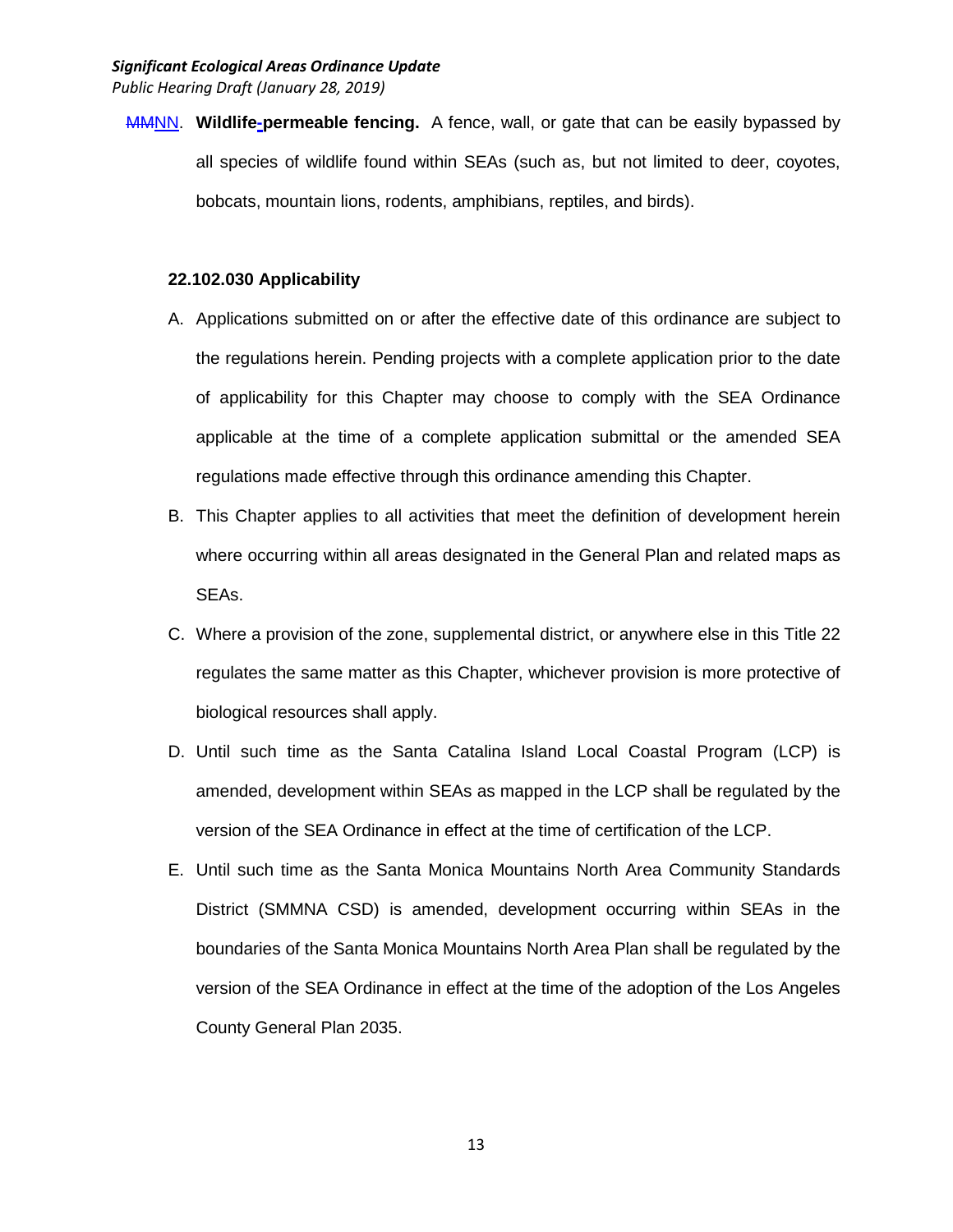~~MM~~NN. **Wildlife-permeable fencing.** A fence, wall, or gate that can be easily bypassed by all species of wildlife found within SEAs (such as, but not limited to deer, coyotes, bobcats, mountain lions, rodents, amphibians, reptiles, and birds).

### 22.102.030 Applicability

A. Applications submitted on or after the effective date of this ordinance are subject to the regulations herein. Pending projects with a complete application prior to the date of applicability for this Chapter may choose to comply with the SEA Ordinance applicable at the time of a complete application submittal or the amended SEA regulations made effective through this ordinance amending this Chapter.

B. This Chapter applies to all activities that meet the definition of development herein where occurring within all areas designated in the General Plan and related maps as SEAs.

C. Where a provision of the zone, supplemental district, or anywhere else in this Title 22 regulates the same matter as this Chapter, whichever provision is more protective of biological resources shall apply.

D. Until such time as the Santa Catalina Island Local Coastal Program (LCP) is amended, development within SEAs as mapped in the LCP shall be regulated by the version of the SEA Ordinance in effect at the time of certification of the LCP.

E. Until such time as the Santa Monica Mountains North Area Community Standards District (SMMNA CSD) is amended, development occurring within SEAs in the boundaries of the Santa Monica Mountains North Area Plan shall be regulated by the version of the SEA Ordinance in effect at the time of the adoption of the Los Angeles County General Plan 2035.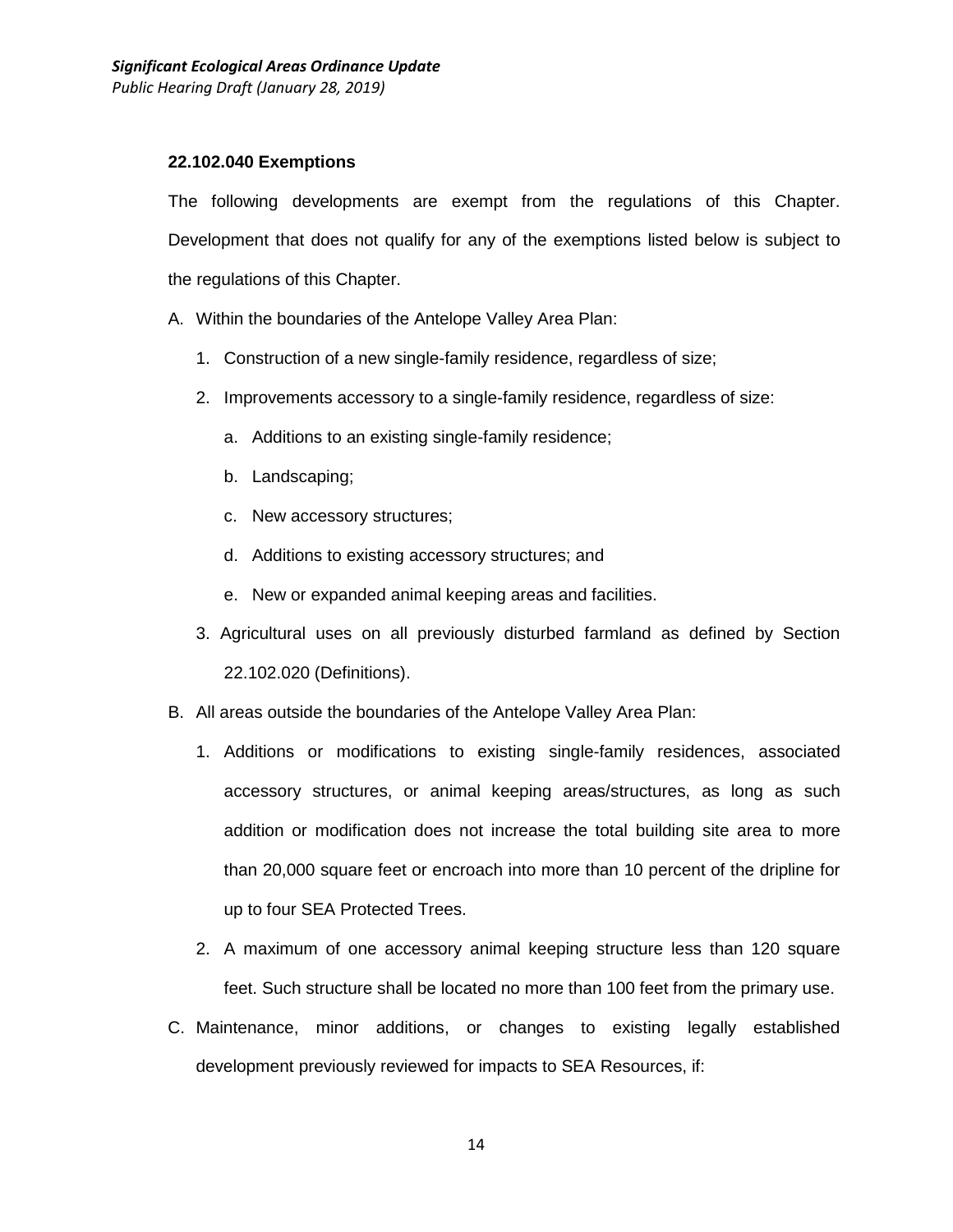### 22.102.040 Exemptions

The following developments are exempt from the regulations of this Chapter. Development that does not qualify for any of the exemptions listed below is subject to the regulations of this Chapter.

A. Within the boundaries of the Antelope Valley Area Plan:

   1. Construction of a new single-family residence, regardless of size;

   2. Improvements accessory to a single-family residence, regardless of size:

      a. Additions to an existing single-family residence;

      b. Landscaping;

      c. New accessory structures;

      d. Additions to existing accessory structures; and

      e. New or expanded animal keeping areas and facilities.

   3. Agricultural uses on all previously disturbed farmland as defined by Section 22.102.020 (Definitions).

B. All areas outside the boundaries of the Antelope Valley Area Plan:

   1. Additions or modifications to existing single-family residences, associated accessory structures, or animal keeping areas/structures, as long as such addition or modification does not increase the total building site area to more than 20,000 square feet or encroach into more than 10 percent of the dripline for up to four SEA Protected Trees.

   2. A maximum of one accessory animal keeping structure less than 120 square feet. Such structure shall be located no more than 100 feet from the primary use.

C. Maintenance, minor additions, or changes to existing legally established development previously reviewed for impacts to SEA Resources, if: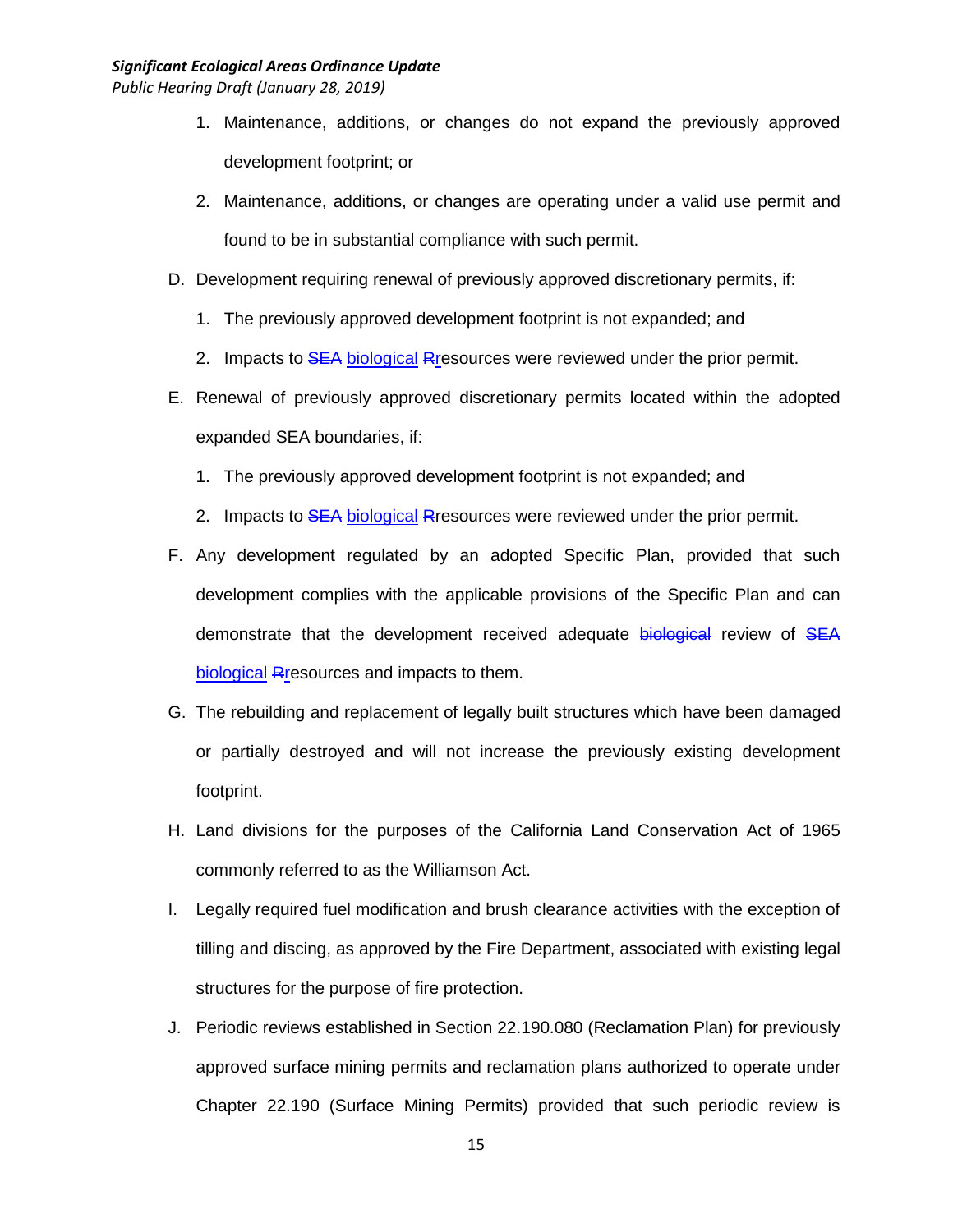1. Maintenance, additions, or changes do not expand the previously approved development footprint; or
2. Maintenance, additions, or changes are operating under a valid use permit and found to be in substantial compliance with such permit.

D. Development requiring renewal of previously approved discretionary permits, if:

1. The previously approved development footprint is not expanded; and
2. Impacts to ~~SEA~~ <u>biological</u> ~~R~~<u>r</u>esources were reviewed under the prior permit.

E. Renewal of previously approved discretionary permits located within the adopted expanded SEA boundaries, if:

1. The previously approved development footprint is not expanded; and
2. Impacts to ~~SEA~~ <u>biological</u> ~~R~~<u>r</u>esources were reviewed under the prior permit.

F. Any development regulated by an adopted Specific Plan, provided that such development complies with the applicable provisions of the Specific Plan and can demonstrate that the development received adequate ~~biological~~ review of ~~SEA~~ <u>biological</u> ~~R~~<u>r</u>esources and impacts to them.

G. The rebuilding and replacement of legally built structures which have been damaged or partially destroyed and will not increase the previously existing development footprint.

H. Land divisions for the purposes of the California Land Conservation Act of 1965 commonly referred to as the Williamson Act.

I. Legally required fuel modification and brush clearance activities with the exception of tilling and discing, as approved by the Fire Department, associated with existing legal structures for the purpose of fire protection.

J. Periodic reviews established in Section 22.190.080 (Reclamation Plan) for previously approved surface mining permits and reclamation plans authorized to operate under Chapter 22.190 (Surface Mining Permits) provided that such periodic review is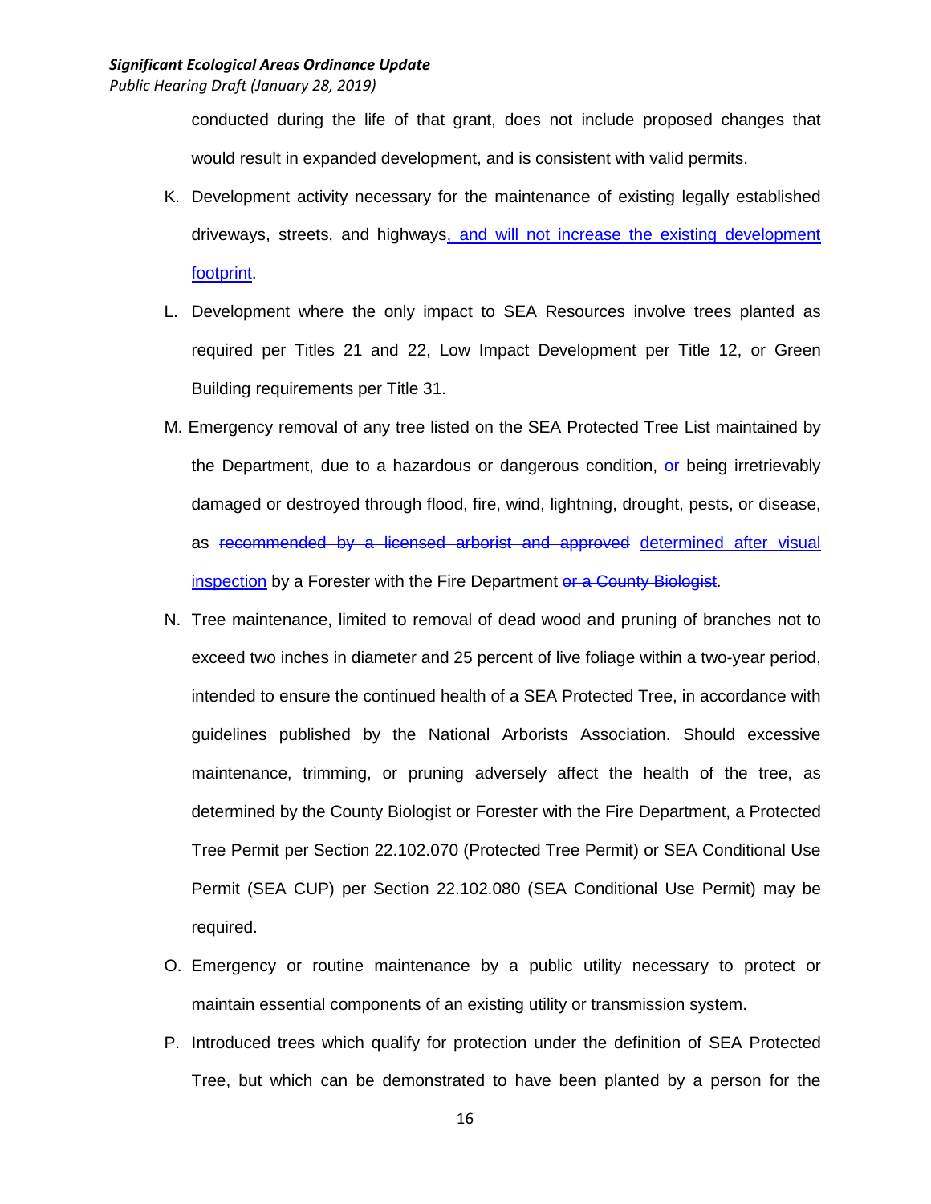conducted during the life of that grant, does not include proposed changes that would result in expanded development, and is consistent with valid permits.

K. Development activity necessary for the maintenance of existing legally established driveways, streets, and highways<u>, and will not increase the existing development footprint</u>.

L. Development where the only impact to SEA Resources involve trees planted as required per Titles 21 and 22, Low Impact Development per Title 12, or Green Building requirements per Title 31.

M. Emergency removal of any tree listed on the SEA Protected Tree List maintained by the Department, due to a hazardous or dangerous condition, <u>or</u> being irretrievably damaged or destroyed through flood, fire, wind, lightning, drought, pests, or disease, as ~~recommended by a licensed arborist and approved~~ <u>determined after visual inspection</u> by a Forester with the Fire Department ~~or a County Biologist~~.

N. Tree maintenance, limited to removal of dead wood and pruning of branches not to exceed two inches in diameter and 25 percent of live foliage within a two-year period, intended to ensure the continued health of a SEA Protected Tree, in accordance with guidelines published by the National Arborists Association. Should excessive maintenance, trimming, or pruning adversely affect the health of the tree, as determined by the County Biologist or Forester with the Fire Department, a Protected Tree Permit per Section 22.102.070 (Protected Tree Permit) or SEA Conditional Use Permit (SEA CUP) per Section 22.102.080 (SEA Conditional Use Permit) may be required.

O. Emergency or routine maintenance by a public utility necessary to protect or maintain essential components of an existing utility or transmission system.

P. Introduced trees which qualify for protection under the definition of SEA Protected Tree, but which can be demonstrated to have been planted by a person for the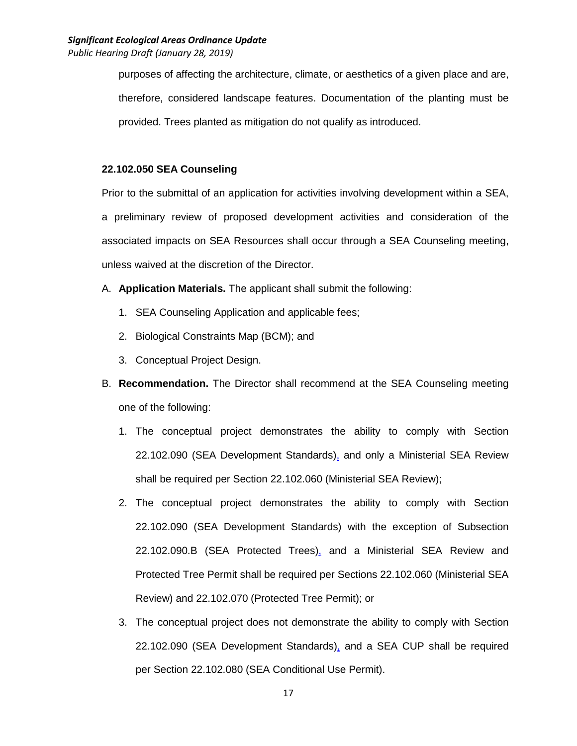purposes of affecting the architecture, climate, or aesthetics of a given place and are, therefore, considered landscape features. Documentation of the planting must be provided. Trees planted as mitigation do not qualify as introduced.

**22.102.050 SEA Counseling**

Prior to the submittal of an application for activities involving development within a SEA, a preliminary review of proposed development activities and consideration of the associated impacts on SEA Resources shall occur through a SEA Counseling meeting, unless waived at the discretion of the Director.

A. **Application Materials.** The applicant shall submit the following:

   1. SEA Counseling Application and applicable fees;
   2. Biological Constraints Map (BCM); and
   3. Conceptual Project Design.

B. **Recommendation.** The Director shall recommend at the SEA Counseling meeting one of the following:

   1. The conceptual project demonstrates the ability to comply with Section 22.102.090 (SEA Development Standards), and only a Ministerial SEA Review shall be required per Section 22.102.060 (Ministerial SEA Review);
   2. The conceptual project demonstrates the ability to comply with Section 22.102.090 (SEA Development Standards) with the exception of Subsection 22.102.090.B (SEA Protected Trees), and a Ministerial SEA Review and Protected Tree Permit shall be required per Sections 22.102.060 (Ministerial SEA Review) and 22.102.070 (Protected Tree Permit); or
   3. The conceptual project does not demonstrate the ability to comply with Section 22.102.090 (SEA Development Standards), and a SEA CUP shall be required per Section 22.102.080 (SEA Conditional Use Permit).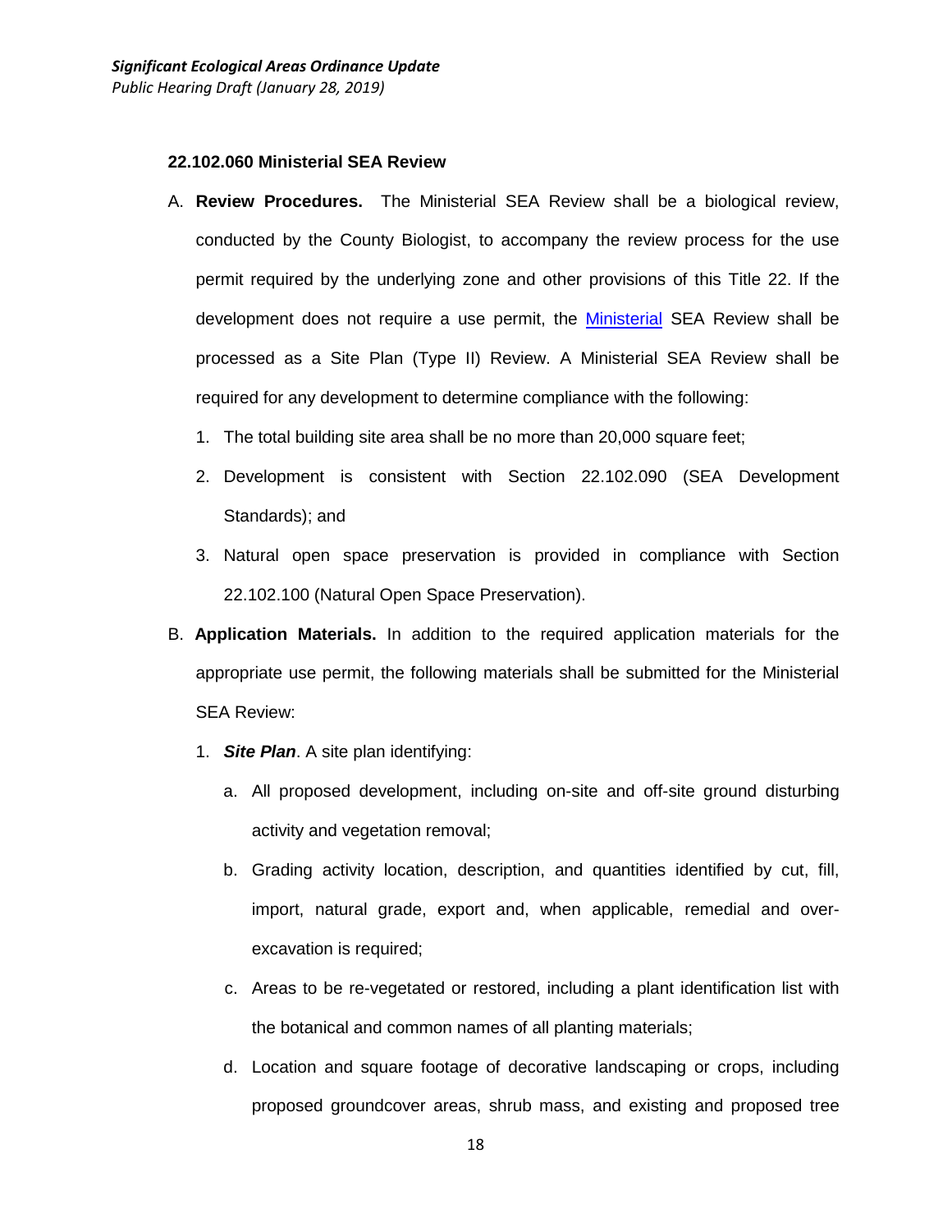### 22.102.060 Ministerial SEA Review

A. **Review Procedures.** The Ministerial SEA Review shall be a biological review, conducted by the County Biologist, to accompany the review process for the use permit required by the underlying zone and other provisions of this Title 22. If the development does not require a use permit, the Ministerial SEA Review shall be processed as a Site Plan (Type II) Review. A Ministerial SEA Review shall be required for any development to determine compliance with the following:

   1. The total building site area shall be no more than 20,000 square feet;

   2. Development is consistent with Section 22.102.090 (SEA Development Standards); and

   3. Natural open space preservation is provided in compliance with Section 22.102.100 (Natural Open Space Preservation).

B. **Application Materials.** In addition to the required application materials for the appropriate use permit, the following materials shall be submitted for the Ministerial SEA Review:

   1. ***Site Plan***. A site plan identifying:

      a. All proposed development, including on-site and off-site ground disturbing activity and vegetation removal;

      b. Grading activity location, description, and quantities identified by cut, fill, import, natural grade, export and, when applicable, remedial and over-excavation is required;

      c. Areas to be re-vegetated or restored, including a plant identification list with the botanical and common names of all planting materials;

      d. Location and square footage of decorative landscaping or crops, including proposed groundcover areas, shrub mass, and existing and proposed tree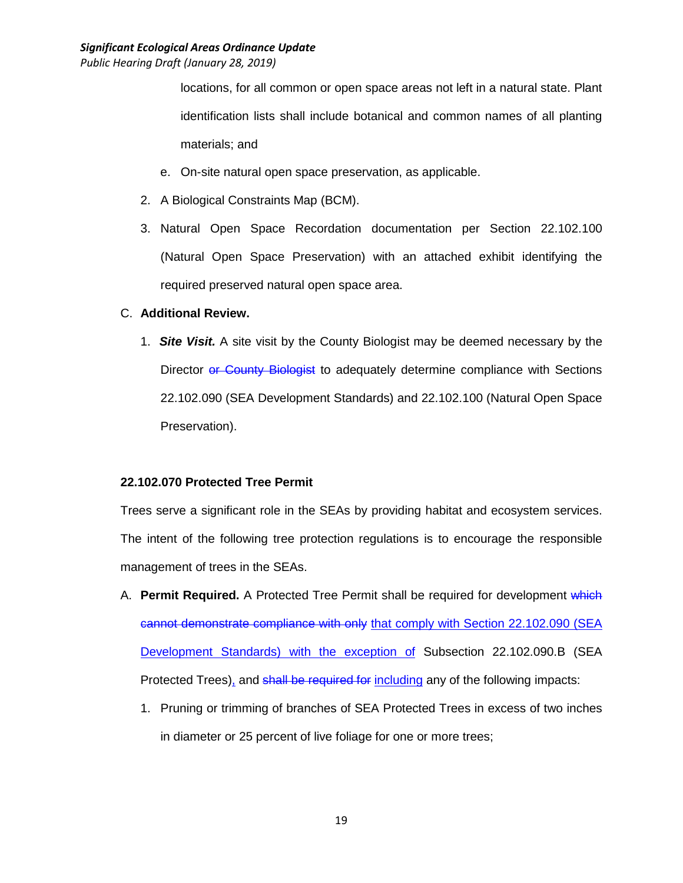locations, for all common or open space areas not left in a natural state. Plant identification lists shall include botanical and common names of all planting materials; and

e. On-site natural open space preservation, as applicable.

2. A Biological Constraints Map (BCM).

3. Natural Open Space Recordation documentation per Section 22.102.100 (Natural Open Space Preservation) with an attached exhibit identifying the required preserved natural open space area.

C. **Additional Review.**

1. ***Site Visit.*** A site visit by the County Biologist may be deemed necessary by the Director ~~or County Biologist~~ to adequately determine compliance with Sections 22.102.090 (SEA Development Standards) and 22.102.100 (Natural Open Space Preservation).

**22.102.070 Protected Tree Permit**

Trees serve a significant role in the SEAs by providing habitat and ecosystem services. The intent of the following tree protection regulations is to encourage the responsible management of trees in the SEAs.

A. **Permit Required.** A Protected Tree Permit shall be required for development ~~which cannot demonstrate compliance with only~~ <u>that comply with Section 22.102.090 (SEA Development Standards) with the exception of</u> Subsection 22.102.090.B (SEA Protected Trees)<u>,</u> and ~~shall be required for~~ <u>including</u> any of the following impacts:

1. Pruning or trimming of branches of SEA Protected Trees in excess of two inches in diameter or 25 percent of live foliage for one or more trees;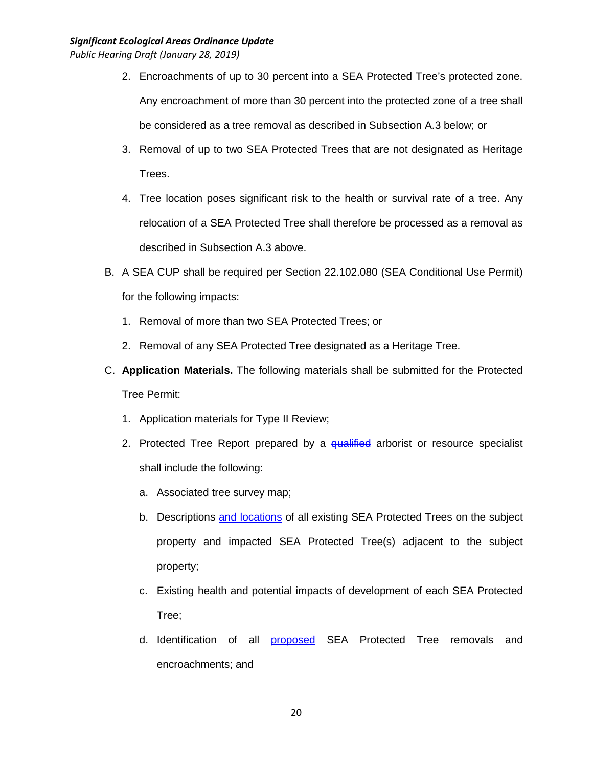2. Encroachments of up to 30 percent into a SEA Protected Tree's protected zone. Any encroachment of more than 30 percent into the protected zone of a tree shall be considered as a tree removal as described in Subsection A.3 below; or
3. Removal of up to two SEA Protected Trees that are not designated as Heritage Trees.
4. Tree location poses significant risk to the health or survival rate of a tree. Any relocation of a SEA Protected Tree shall therefore be processed as a removal as described in Subsection A.3 above.

B. A SEA CUP shall be required per Section 22.102.080 (SEA Conditional Use Permit) for the following impacts:

1. Removal of more than two SEA Protected Trees; or
2. Removal of any SEA Protected Tree designated as a Heritage Tree.

C. **Application Materials.** The following materials shall be submitted for the Protected Tree Permit:

1. Application materials for Type II Review;
2. Protected Tree Report prepared by a ~~qualified~~ arborist or resource specialist shall include the following:
   a. Associated tree survey map;
   b. Descriptions <u>and locations</u> of all existing SEA Protected Trees on the subject property and impacted SEA Protected Tree(s) adjacent to the subject property;
   c. Existing health and potential impacts of development of each SEA Protected Tree;
   d. Identification of all <u>proposed</u> SEA Protected Tree removals and encroachments; and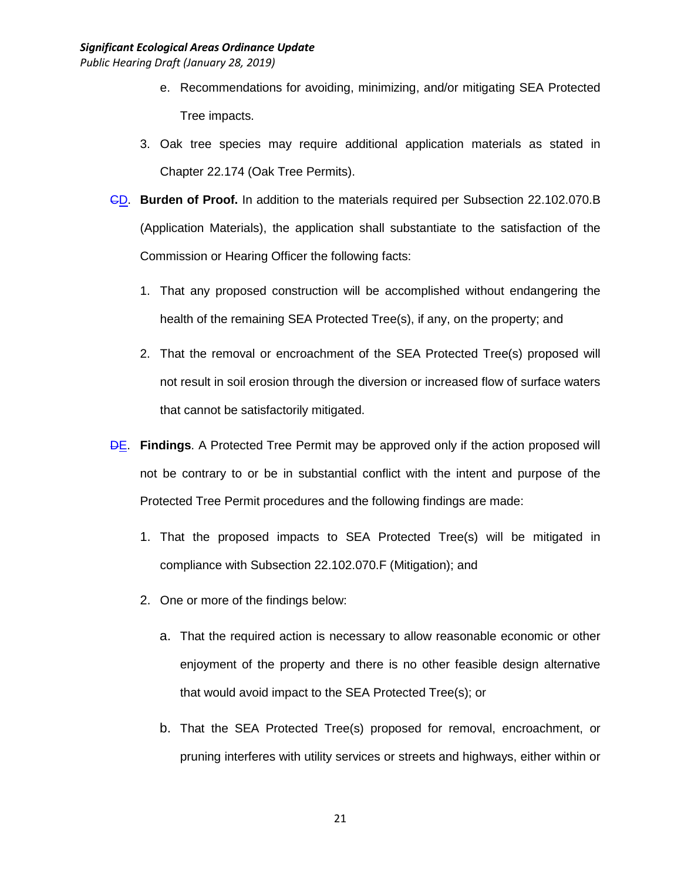e. Recommendations for avoiding, minimizing, and/or mitigating SEA Protected Tree impacts.

3. Oak tree species may require additional application materials as stated in Chapter 22.174 (Oak Tree Permits).

~~C~~D. **Burden of Proof.** In addition to the materials required per Subsection 22.102.070.B (Application Materials), the application shall substantiate to the satisfaction of the Commission or Hearing Officer the following facts:

1. That any proposed construction will be accomplished without endangering the health of the remaining SEA Protected Tree(s), if any, on the property; and

2. That the removal or encroachment of the SEA Protected Tree(s) proposed will not result in soil erosion through the diversion or increased flow of surface waters that cannot be satisfactorily mitigated.

~~D~~E. **Findings**. A Protected Tree Permit may be approved only if the action proposed will not be contrary to or be in substantial conflict with the intent and purpose of the Protected Tree Permit procedures and the following findings are made:

1. That the proposed impacts to SEA Protected Tree(s) will be mitigated in compliance with Subsection 22.102.070.F (Mitigation); and

2. One or more of the findings below:

   a. That the required action is necessary to allow reasonable economic or other enjoyment of the property and there is no other feasible design alternative that would avoid impact to the SEA Protected Tree(s); or

   b. That the SEA Protected Tree(s) proposed for removal, encroachment, or pruning interferes with utility services or streets and highways, either within or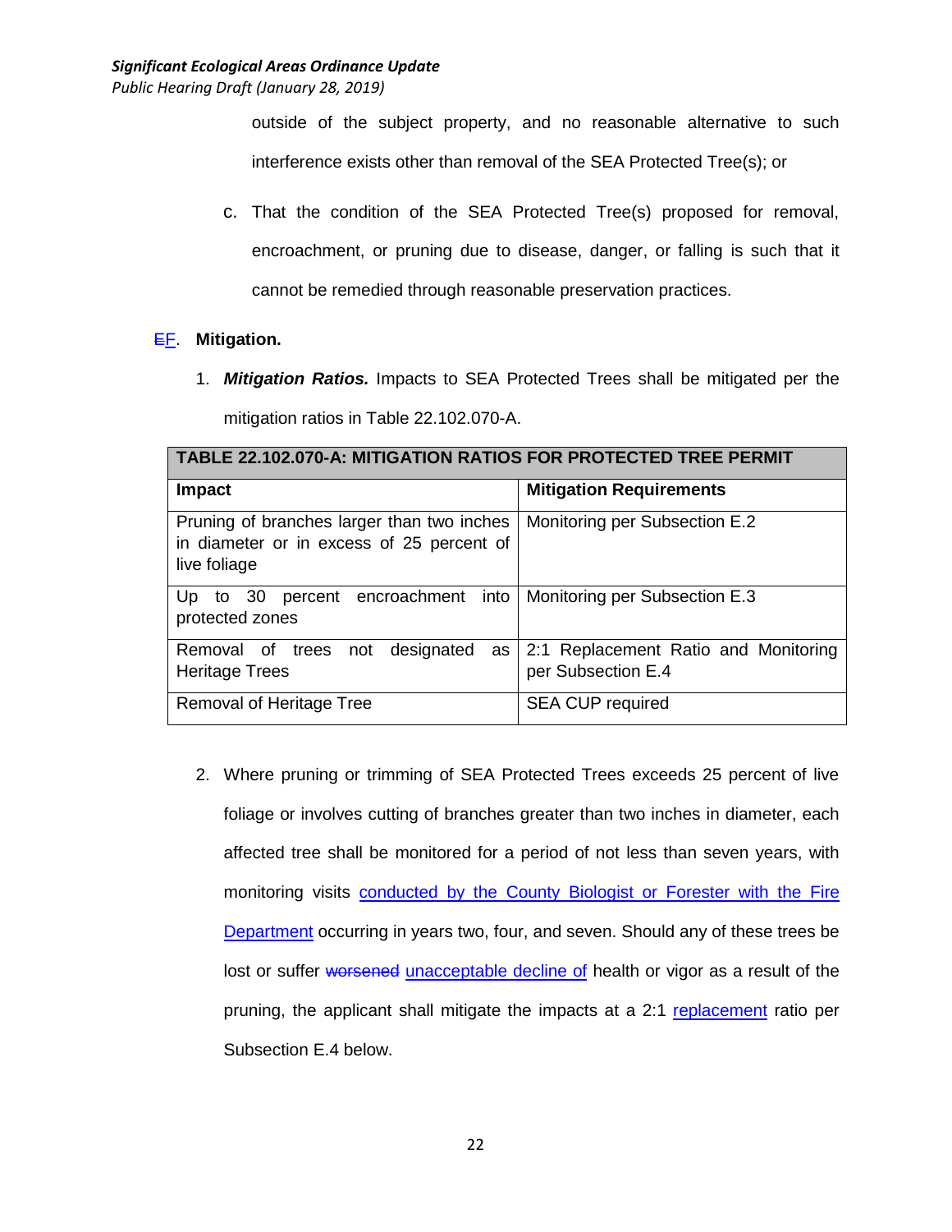outside of the subject property, and no reasonable alternative to such interference exists other than removal of the SEA Protected Tree(s); or

c. That the condition of the SEA Protected Tree(s) proposed for removal, encroachment, or pruning due to disease, danger, or falling is such that it cannot be remedied through reasonable preservation practices.

~~E~~F. **Mitigation.**

1. ***Mitigation Ratios.*** Impacts to SEA Protected Trees shall be mitigated per the mitigation ratios in Table 22.102.070-A.

| **TABLE 22.102.070-A: MITIGATION RATIOS FOR PROTECTED TREE PERMIT** | |
|---|---|
| **Impact** | **Mitigation Requirements** |
| Pruning of branches larger than two inches in diameter or in excess of 25 percent of live foliage | Monitoring per Subsection E.2 |
| Up to 30 percent encroachment into protected zones | Monitoring per Subsection E.3 |
| Removal of trees not designated as Heritage Trees | 2:1 Replacement Ratio and Monitoring per Subsection E.4 |
| Removal of Heritage Tree | SEA CUP required |

2. Where pruning or trimming of SEA Protected Trees exceeds 25 percent of live foliage or involves cutting of branches greater than two inches in diameter, each affected tree shall be monitored for a period of not less than seven years, with monitoring visits conducted by the County Biologist or Forester with the Fire Department occurring in years two, four, and seven. Should any of these trees be lost or suffer ~~worsened~~ unacceptable decline of health or vigor as a result of the pruning, the applicant shall mitigate the impacts at a 2:1 replacement ratio per Subsection E.4 below.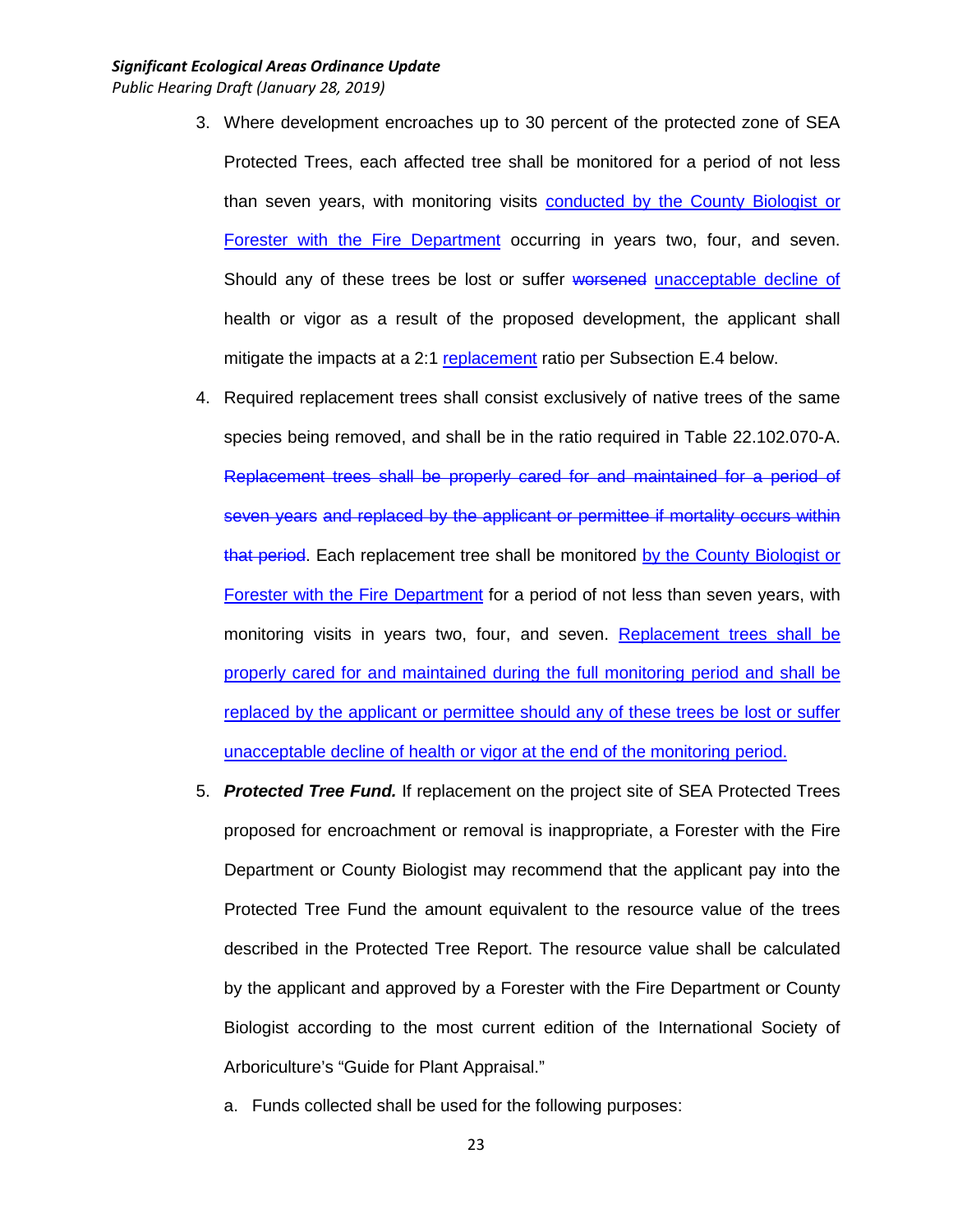3. Where development encroaches up to 30 percent of the protected zone of SEA Protected Trees, each affected tree shall be monitored for a period of not less than seven years, with monitoring visits <u>conducted by the County Biologist or Forester with the Fire Department</u> occurring in years two, four, and seven. Should any of these trees be lost or suffer ~~worsened~~ <u>unacceptable decline of</u> health or vigor as a result of the proposed development, the applicant shall mitigate the impacts at a 2:1 <u>replacement</u> ratio per Subsection E.4 below.

4. Required replacement trees shall consist exclusively of native trees of the same species being removed, and shall be in the ratio required in Table 22.102.070-A. ~~Replacement trees shall be properly cared for and maintained for a period of seven years and replaced by the applicant or permittee if mortality occurs within that period~~. Each replacement tree shall be monitored <u>by the County Biologist or Forester with the Fire Department</u> for a period of not less than seven years, with monitoring visits in years two, four, and seven. <u>Replacement trees shall be properly cared for and maintained during the full monitoring period and shall be replaced by the applicant or permittee should any of these trees be lost or suffer unacceptable decline of health or vigor at the end of the monitoring period.</u>

5. ***Protected Tree Fund.*** If replacement on the project site of SEA Protected Trees proposed for encroachment or removal is inappropriate, a Forester with the Fire Department or County Biologist may recommend that the applicant pay into the Protected Tree Fund the amount equivalent to the resource value of the trees described in the Protected Tree Report. The resource value shall be calculated by the applicant and approved by a Forester with the Fire Department or County Biologist according to the most current edition of the International Society of Arboriculture's "Guide for Plant Appraisal."

   a. Funds collected shall be used for the following purposes: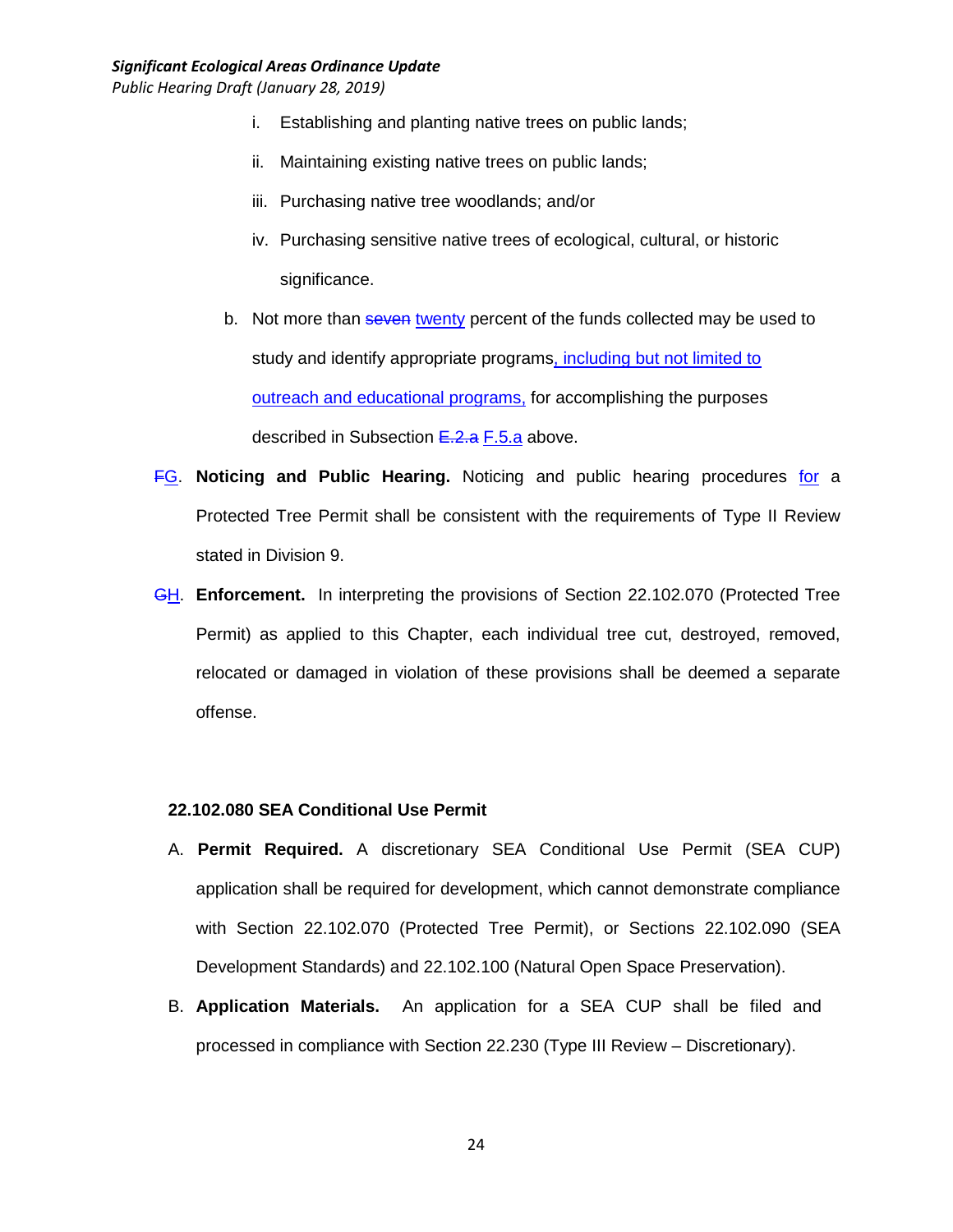i. Establishing and planting native trees on public lands;

ii. Maintaining existing native trees on public lands;

iii. Purchasing native tree woodlands; and/or

iv. Purchasing sensitive native trees of ecological, cultural, or historic significance.

b. Not more than ~~seven~~ twenty percent of the funds collected may be used to study and identify appropriate programs, including but not limited to outreach and educational programs, for accomplishing the purposes described in Subsection ~~E.2.a~~ F.5.a above.

~~F~~G. **Noticing and Public Hearing.** Noticing and public hearing procedures for a Protected Tree Permit shall be consistent with the requirements of Type II Review stated in Division 9.

~~G~~H. **Enforcement.** In interpreting the provisions of Section 22.102.070 (Protected Tree Permit) as applied to this Chapter, each individual tree cut, destroyed, removed, relocated or damaged in violation of these provisions shall be deemed a separate offense.

**22.102.080 SEA Conditional Use Permit**

A. **Permit Required.** A discretionary SEA Conditional Use Permit (SEA CUP) application shall be required for development, which cannot demonstrate compliance with Section 22.102.070 (Protected Tree Permit), or Sections 22.102.090 (SEA Development Standards) and 22.102.100 (Natural Open Space Preservation).

B. **Application Materials.** An application for a SEA CUP shall be filed and processed in compliance with Section 22.230 (Type III Review – Discretionary).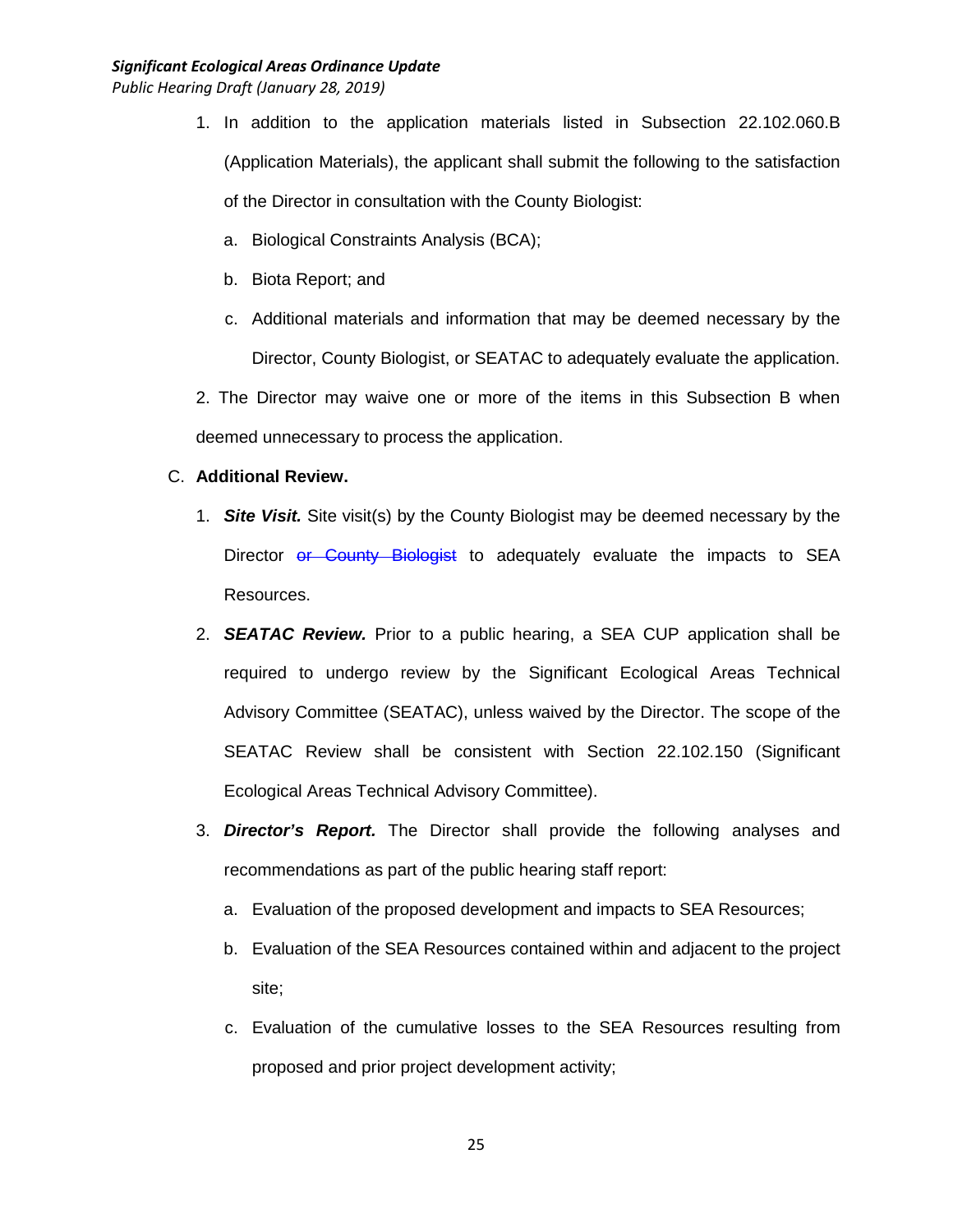1. In addition to the application materials listed in Subsection 22.102.060.B (Application Materials), the applicant shall submit the following to the satisfaction of the Director in consultation with the County Biologist:

   a. Biological Constraints Analysis (BCA);

   b. Biota Report; and

   c. Additional materials and information that may be deemed necessary by the Director, County Biologist, or SEATAC to adequately evaluate the application.

2. The Director may waive one or more of the items in this Subsection B when deemed unnecessary to process the application.

C. **Additional Review.**

1. ***Site Visit.*** Site visit(s) by the County Biologist may be deemed necessary by the Director ~~or County Biologist~~ to adequately evaluate the impacts to SEA Resources.

2. ***SEATAC Review.*** Prior to a public hearing, a SEA CUP application shall be required to undergo review by the Significant Ecological Areas Technical Advisory Committee (SEATAC), unless waived by the Director. The scope of the SEATAC Review shall be consistent with Section 22.102.150 (Significant Ecological Areas Technical Advisory Committee).

3. ***Director's Report.*** The Director shall provide the following analyses and recommendations as part of the public hearing staff report:

   a. Evaluation of the proposed development and impacts to SEA Resources;

   b. Evaluation of the SEA Resources contained within and adjacent to the project site;

   c. Evaluation of the cumulative losses to the SEA Resources resulting from proposed and prior project development activity;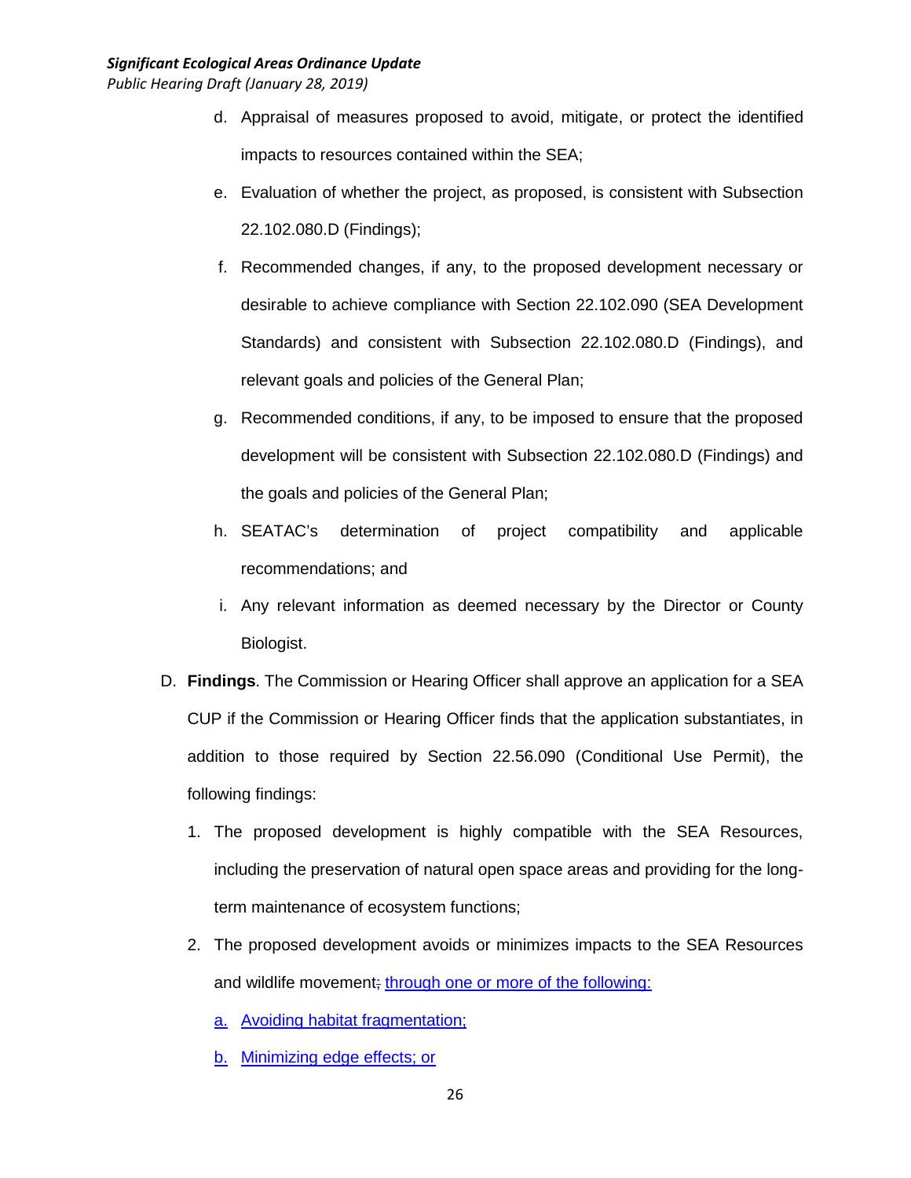d. Appraisal of measures proposed to avoid, mitigate, or protect the identified impacts to resources contained within the SEA;

e. Evaluation of whether the project, as proposed, is consistent with Subsection 22.102.080.D (Findings);

f. Recommended changes, if any, to the proposed development necessary or desirable to achieve compliance with Section 22.102.090 (SEA Development Standards) and consistent with Subsection 22.102.080.D (Findings), and relevant goals and policies of the General Plan;

g. Recommended conditions, if any, to be imposed to ensure that the proposed development will be consistent with Subsection 22.102.080.D (Findings) and the goals and policies of the General Plan;

h. SEATAC's determination of project compatibility and applicable recommendations; and

i. Any relevant information as deemed necessary by the Director or County Biologist.

D. **Findings**. The Commission or Hearing Officer shall approve an application for a SEA CUP if the Commission or Hearing Officer finds that the application substantiates, in addition to those required by Section 22.56.090 (Conditional Use Permit), the following findings:

1. The proposed development is highly compatible with the SEA Resources, including the preservation of natural open space areas and providing for the long-term maintenance of ecosystem functions;

2. The proposed development avoids or minimizes impacts to the SEA Resources and wildlife movement~~;~~ through one or more of the following:

   a. Avoiding habitat fragmentation;

   b. Minimizing edge effects; or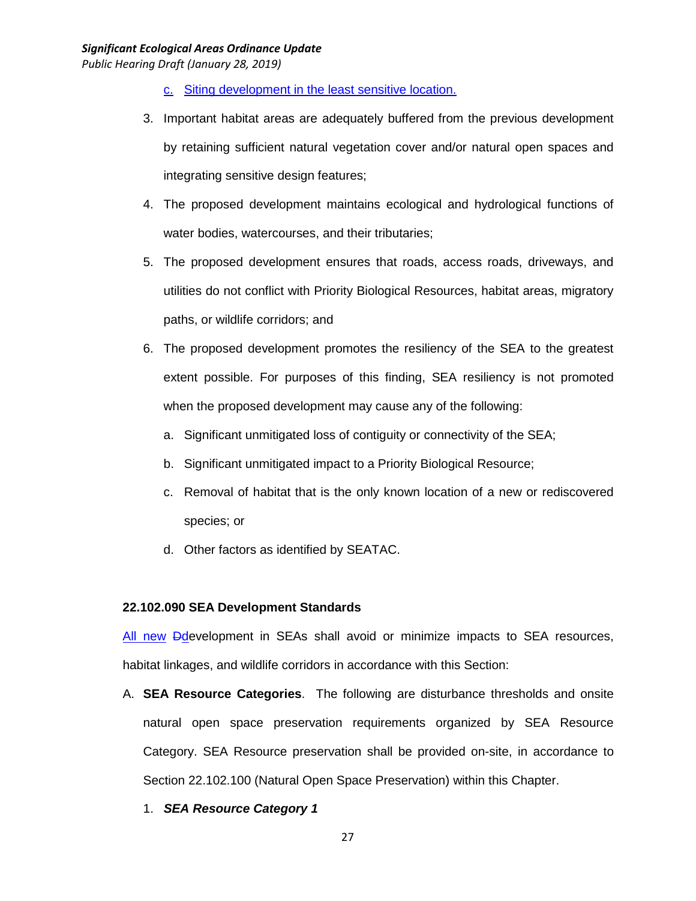c. Siting development in the least sensitive location.

3. Important habitat areas are adequately buffered from the previous development by retaining sufficient natural vegetation cover and/or natural open spaces and integrating sensitive design features;

4. The proposed development maintains ecological and hydrological functions of water bodies, watercourses, and their tributaries;

5. The proposed development ensures that roads, access roads, driveways, and utilities do not conflict with Priority Biological Resources, habitat areas, migratory paths, or wildlife corridors; and

6. The proposed development promotes the resiliency of the SEA to the greatest extent possible. For purposes of this finding, SEA resiliency is not promoted when the proposed development may cause any of the following:

   a. Significant unmitigated loss of contiguity or connectivity of the SEA;

   b. Significant unmitigated impact to a Priority Biological Resource;

   c. Removal of habitat that is the only known location of a new or rediscovered species; or

   d. Other factors as identified by SEATAC.

**22.102.090 SEA Development Standards**

All new ~~D~~development in SEAs shall avoid or minimize impacts to SEA resources, habitat linkages, and wildlife corridors in accordance with this Section:

A. **SEA Resource Categories**. The following are disturbance thresholds and onsite natural open space preservation requirements organized by SEA Resource Category. SEA Resource preservation shall be provided on-site, in accordance to Section 22.102.100 (Natural Open Space Preservation) within this Chapter.

   1. ***SEA Resource Category 1***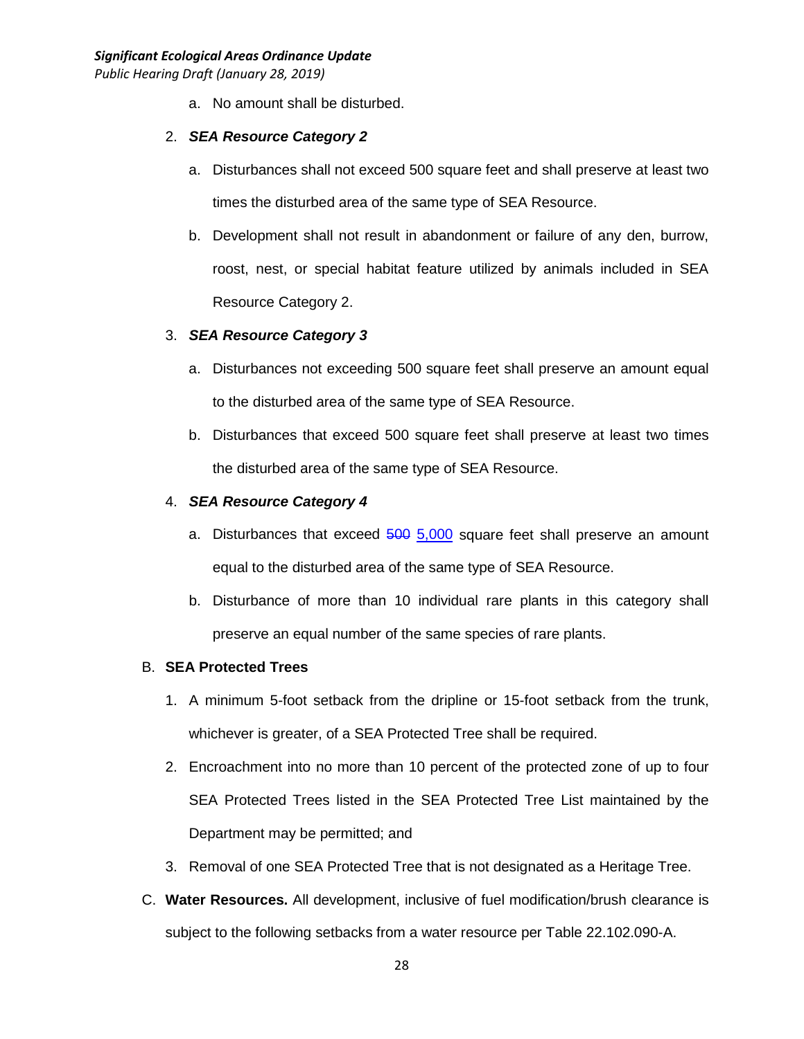a. No amount shall be disturbed.

2. ***SEA Resource Category 2***

   a. Disturbances shall not exceed 500 square feet and shall preserve at least two times the disturbed area of the same type of SEA Resource.

   b. Development shall not result in abandonment or failure of any den, burrow, roost, nest, or special habitat feature utilized by animals included in SEA Resource Category 2.

3. ***SEA Resource Category 3***

   a. Disturbances not exceeding 500 square feet shall preserve an amount equal to the disturbed area of the same type of SEA Resource.

   b. Disturbances that exceed 500 square feet shall preserve at least two times the disturbed area of the same type of SEA Resource.

4. ***SEA Resource Category 4***

   a. Disturbances that exceed ~~500~~ 5,000 square feet shall preserve an amount equal to the disturbed area of the same type of SEA Resource.

   b. Disturbance of more than 10 individual rare plants in this category shall preserve an equal number of the same species of rare plants.

B. **SEA Protected Trees**

1. A minimum 5-foot setback from the dripline or 15-foot setback from the trunk, whichever is greater, of a SEA Protected Tree shall be required.

2. Encroachment into no more than 10 percent of the protected zone of up to four SEA Protected Trees listed in the SEA Protected Tree List maintained by the Department may be permitted; and

3. Removal of one SEA Protected Tree that is not designated as a Heritage Tree.

C. **Water Resources.** All development, inclusive of fuel modification/brush clearance is subject to the following setbacks from a water resource per Table 22.102.090-A.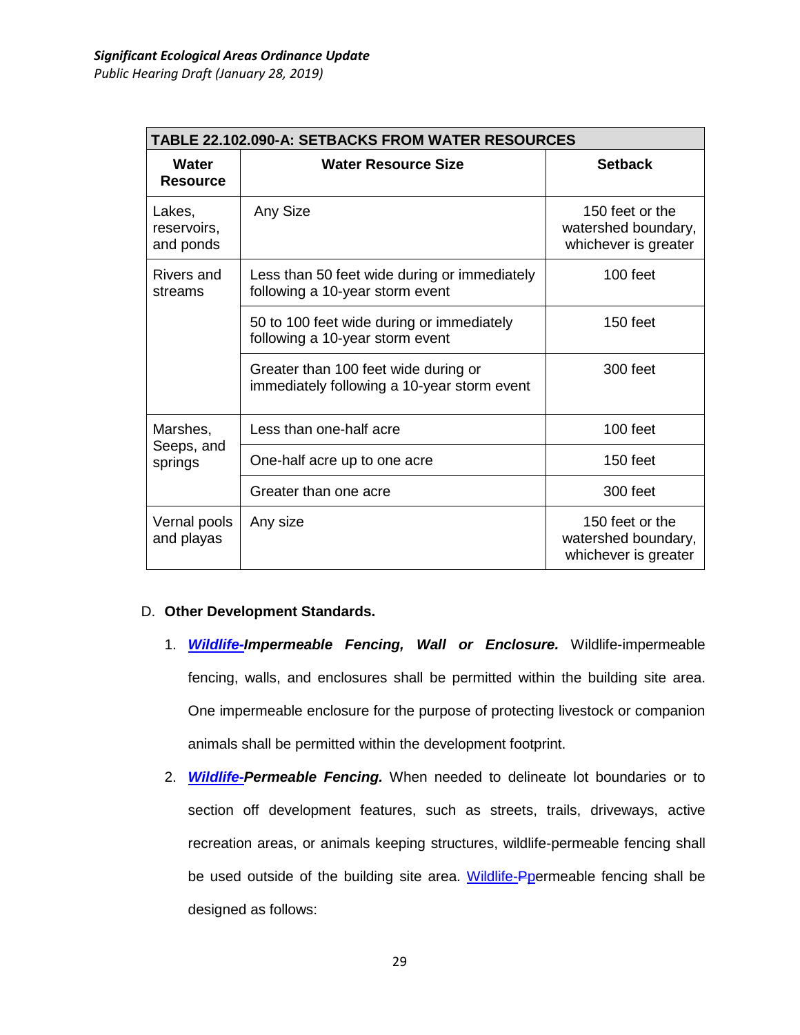| TABLE 22.102.090-A: SETBACKS FROM WATER RESOURCES | | |
|---|---|---|
| **Water Resource** | **Water Resource Size** | **Setback** |
| Lakes, reservoirs, and ponds | Any Size | 150 feet or the watershed boundary, whichever is greater |
| Rivers and streams | Less than 50 feet wide during or immediately following a 10-year storm event | 100 feet |
| | 50 to 100 feet wide during or immediately following a 10-year storm event | 150 feet |
| | Greater than 100 feet wide during or immediately following a 10-year storm event | 300 feet |
| Marshes, Seeps, and springs | Less than one-half acre | 100 feet |
| | One-half acre up to one acre | 150 feet |
| | Greater than one acre | 300 feet |
| Vernal pools and playas | Any size | 150 feet or the watershed boundary, whichever is greater |

D. **Other Development Standards.**

1. ***Wildlife-Impermeable Fencing, Wall or Enclosure.*** Wildlife-impermeable fencing, walls, and enclosures shall be permitted within the building site area. One impermeable enclosure for the purpose of protecting livestock or companion animals shall be permitted within the development footprint.

2. ***Wildlife-Permeable Fencing.*** When needed to delineate lot boundaries or to section off development features, such as streets, trails, driveways, active recreation areas, or animals keeping structures, wildlife-permeable fencing shall be used outside of the building site area. Wildlife-~~P~~permeable fencing shall be designed as follows: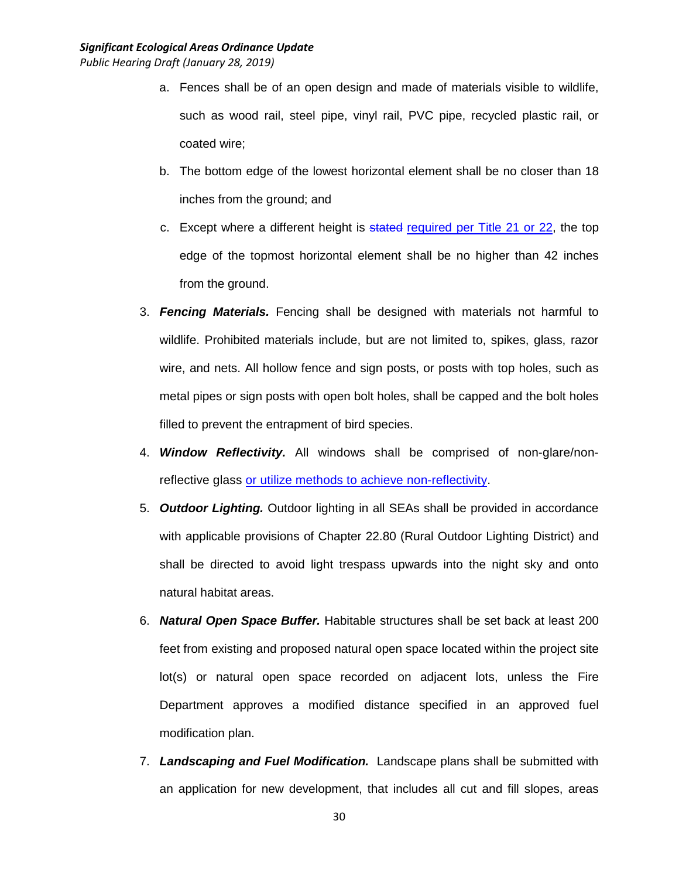a. Fences shall be of an open design and made of materials visible to wildlife, such as wood rail, steel pipe, vinyl rail, PVC pipe, recycled plastic rail, or coated wire;

b. The bottom edge of the lowest horizontal element shall be no closer than 18 inches from the ground; and

c. Except where a different height is ~~stated~~ required per Title 21 or 22, the top edge of the topmost horizontal element shall be no higher than 42 inches from the ground.

3. ***Fencing Materials.*** Fencing shall be designed with materials not harmful to wildlife. Prohibited materials include, but are not limited to, spikes, glass, razor wire, and nets. All hollow fence and sign posts, or posts with top holes, such as metal pipes or sign posts with open bolt holes, shall be capped and the bolt holes filled to prevent the entrapment of bird species.

4. ***Window Reflectivity.*** All windows shall be comprised of non-glare/non-reflective glass or utilize methods to achieve non-reflectivity.

5. ***Outdoor Lighting.*** Outdoor lighting in all SEAs shall be provided in accordance with applicable provisions of Chapter 22.80 (Rural Outdoor Lighting District) and shall be directed to avoid light trespass upwards into the night sky and onto natural habitat areas.

6. ***Natural Open Space Buffer.*** Habitable structures shall be set back at least 200 feet from existing and proposed natural open space located within the project site lot(s) or natural open space recorded on adjacent lots, unless the Fire Department approves a modified distance specified in an approved fuel modification plan.

7. ***Landscaping and Fuel Modification.*** Landscape plans shall be submitted with an application for new development, that includes all cut and fill slopes, areas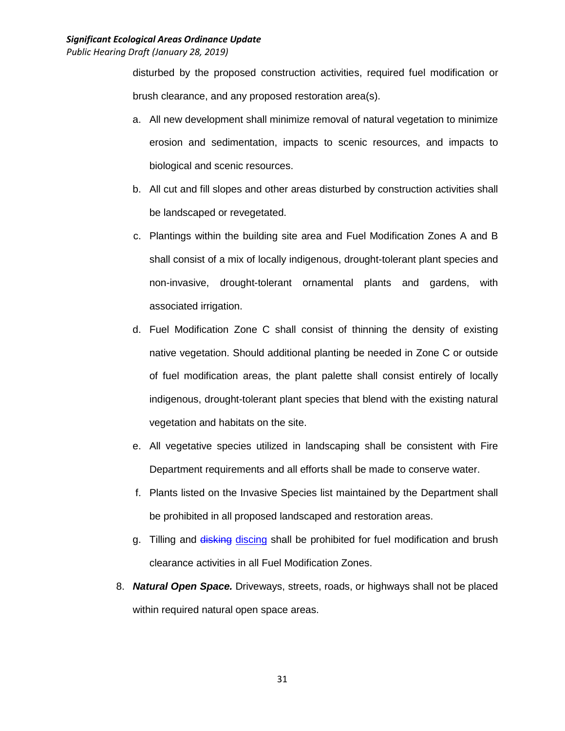disturbed by the proposed construction activities, required fuel modification or brush clearance, and any proposed restoration area(s).

a. All new development shall minimize removal of natural vegetation to minimize erosion and sedimentation, impacts to scenic resources, and impacts to biological and scenic resources.

b. All cut and fill slopes and other areas disturbed by construction activities shall be landscaped or revegetated.

c. Plantings within the building site area and Fuel Modification Zones A and B shall consist of a mix of locally indigenous, drought-tolerant plant species and non-invasive, drought-tolerant ornamental plants and gardens, with associated irrigation.

d. Fuel Modification Zone C shall consist of thinning the density of existing native vegetation. Should additional planting be needed in Zone C or outside of fuel modification areas, the plant palette shall consist entirely of locally indigenous, drought-tolerant plant species that blend with the existing natural vegetation and habitats on the site.

e. All vegetative species utilized in landscaping shall be consistent with Fire Department requirements and all efforts shall be made to conserve water.

f. Plants listed on the Invasive Species list maintained by the Department shall be prohibited in all proposed landscaped and restoration areas.

g. Tilling and ~~disking~~ discing shall be prohibited for fuel modification and brush clearance activities in all Fuel Modification Zones.

8. ***Natural Open Space.*** Driveways, streets, roads, or highways shall not be placed within required natural open space areas.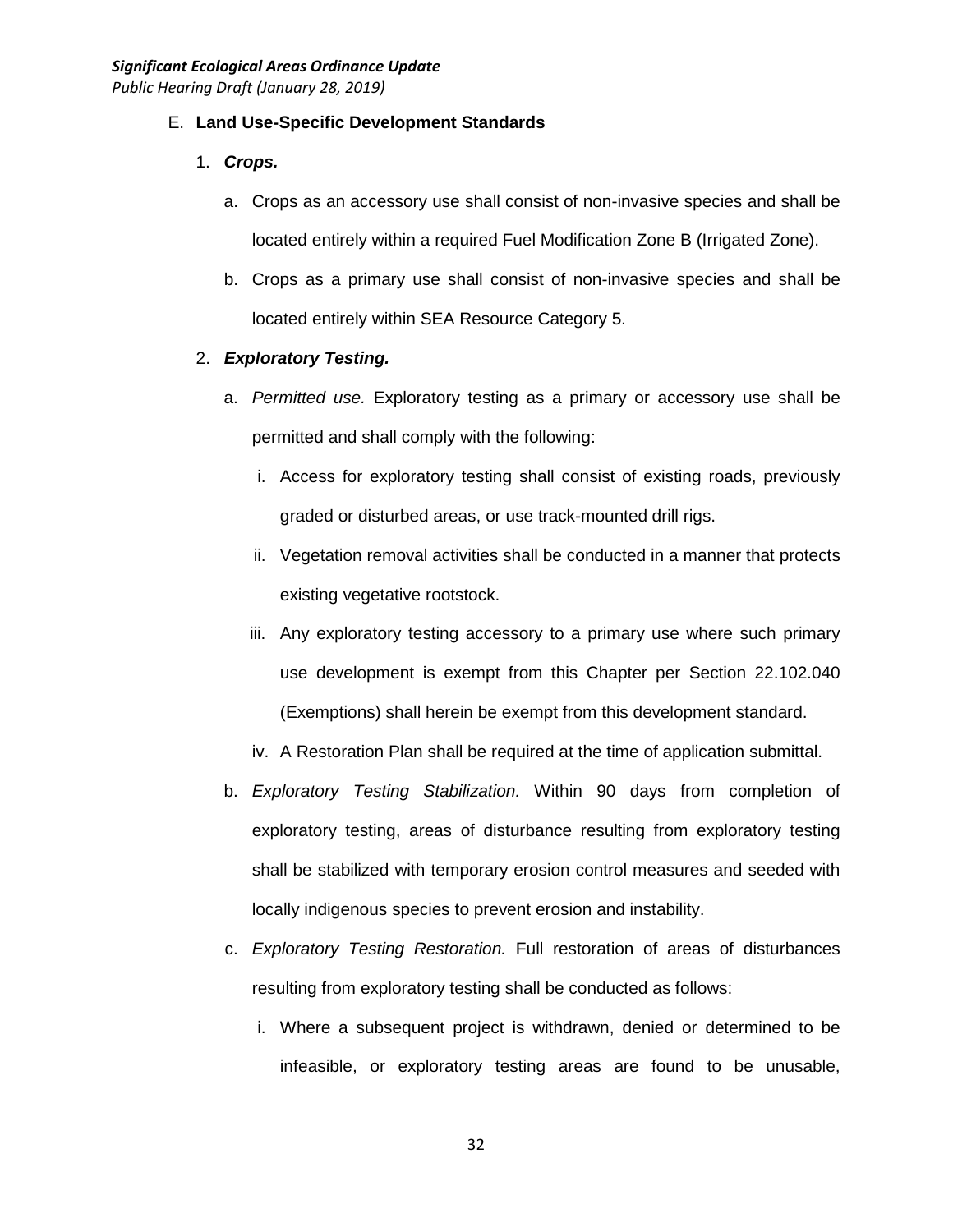E. **Land Use-Specific Development Standards**

1. ***Crops.***

   a. Crops as an accessory use shall consist of non-invasive species and shall be located entirely within a required Fuel Modification Zone B (Irrigated Zone).

   b. Crops as a primary use shall consist of non-invasive species and shall be located entirely within SEA Resource Category 5.

2. ***Exploratory Testing.***

   a. *Permitted use.* Exploratory testing as a primary or accessory use shall be permitted and shall comply with the following:

      i. Access for exploratory testing shall consist of existing roads, previously graded or disturbed areas, or use track-mounted drill rigs.

      ii. Vegetation removal activities shall be conducted in a manner that protects existing vegetative rootstock.

      iii. Any exploratory testing accessory to a primary use where such primary use development is exempt from this Chapter per Section 22.102.040 (Exemptions) shall herein be exempt from this development standard.

      iv. A Restoration Plan shall be required at the time of application submittal.

   b. *Exploratory Testing Stabilization.* Within 90 days from completion of exploratory testing, areas of disturbance resulting from exploratory testing shall be stabilized with temporary erosion control measures and seeded with locally indigenous species to prevent erosion and instability.

   c. *Exploratory Testing Restoration.* Full restoration of areas of disturbances resulting from exploratory testing shall be conducted as follows:

      i. Where a subsequent project is withdrawn, denied or determined to be infeasible, or exploratory testing areas are found to be unusable,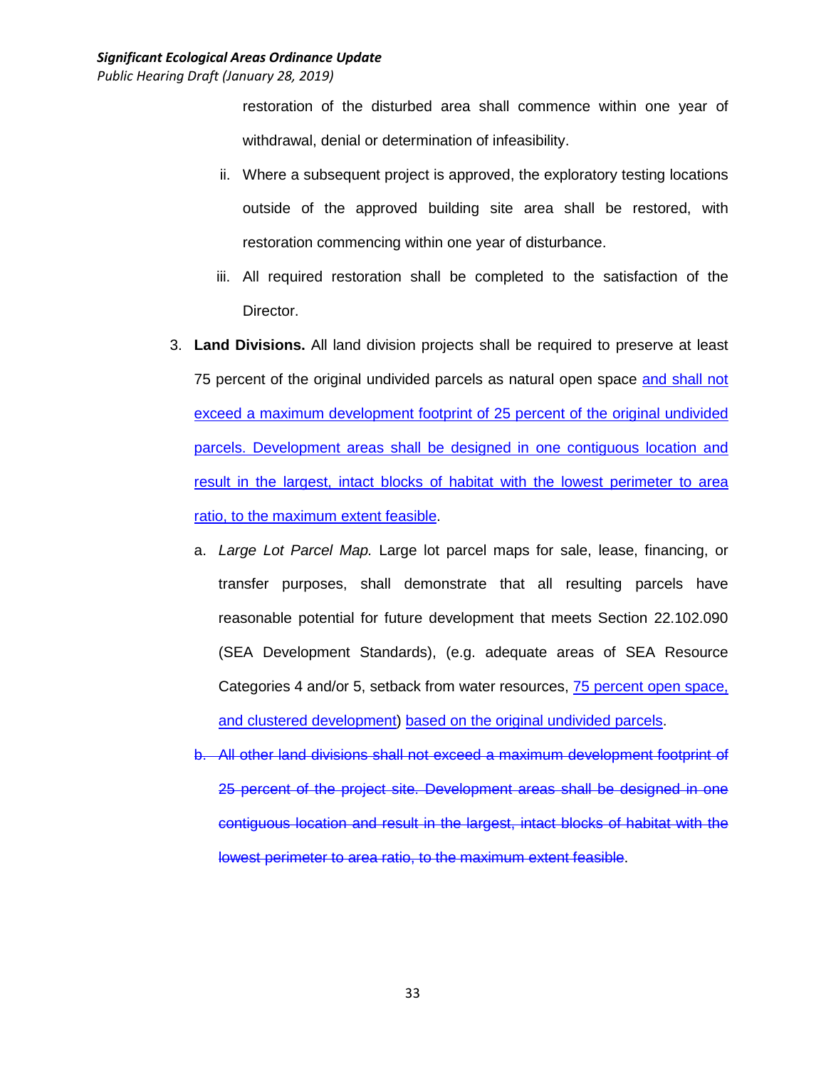restoration of the disturbed area shall commence within one year of withdrawal, denial or determination of infeasibility.

ii. Where a subsequent project is approved, the exploratory testing locations outside of the approved building site area shall be restored, with restoration commencing within one year of disturbance.

iii. All required restoration shall be completed to the satisfaction of the Director.

3. **Land Divisions.** All land division projects shall be required to preserve at least 75 percent of the original undivided parcels as natural open space <u>and shall not exceed a maximum development footprint of 25 percent of the original undivided parcels. Development areas shall be designed in one contiguous location and result in the largest, intact blocks of habitat with the lowest perimeter to area ratio, to the maximum extent feasible</u>.

   a. *Large Lot Parcel Map.* Large lot parcel maps for sale, lease, financing, or transfer purposes, shall demonstrate that all resulting parcels have reasonable potential for future development that meets Section 22.102.090 (SEA Development Standards), (e.g. adequate areas of SEA Resource Categories 4 and/or 5, setback from water resources, <u>75 percent open space, and clustered development</u>) <u>based on the original undivided parcels</u>.

   ~~b. All other land divisions shall not exceed a maximum development footprint of 25 percent of the project site. Development areas shall be designed in one contiguous location and result in the largest, intact blocks of habitat with the lowest perimeter to area ratio, to the maximum extent feasible~~.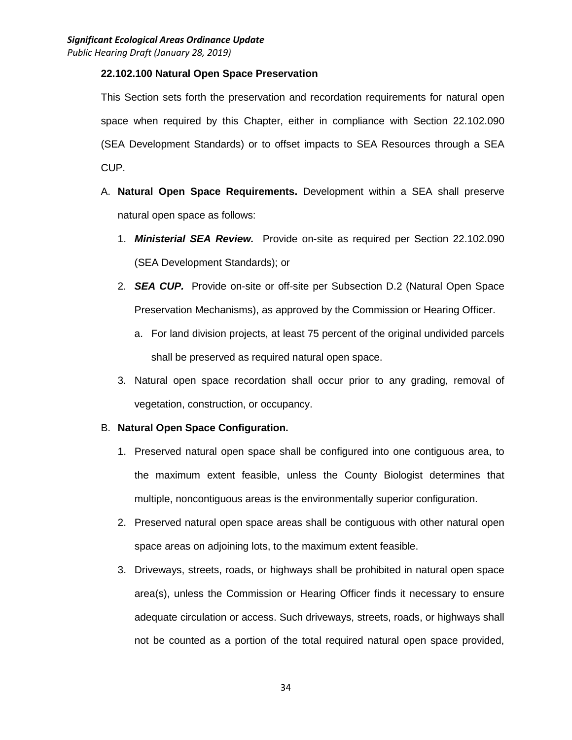### 22.102.100 Natural Open Space Preservation

This Section sets forth the preservation and recordation requirements for natural open space when required by this Chapter, either in compliance with Section 22.102.090 (SEA Development Standards) or to offset impacts to SEA Resources through a SEA CUP.

A. **Natural Open Space Requirements.** Development within a SEA shall preserve natural open space as follows:

   1. ***Ministerial SEA Review.*** Provide on-site as required per Section 22.102.090 (SEA Development Standards); or

   2. ***SEA CUP.*** Provide on-site or off-site per Subsection D.2 (Natural Open Space Preservation Mechanisms), as approved by the Commission or Hearing Officer.

      a. For land division projects, at least 75 percent of the original undivided parcels shall be preserved as required natural open space.

   3. Natural open space recordation shall occur prior to any grading, removal of vegetation, construction, or occupancy.

B. **Natural Open Space Configuration.**

   1. Preserved natural open space shall be configured into one contiguous area, to the maximum extent feasible, unless the County Biologist determines that multiple, noncontiguous areas is the environmentally superior configuration.

   2. Preserved natural open space areas shall be contiguous with other natural open space areas on adjoining lots, to the maximum extent feasible.

   3. Driveways, streets, roads, or highways shall be prohibited in natural open space area(s), unless the Commission or Hearing Officer finds it necessary to ensure adequate circulation or access. Such driveways, streets, roads, or highways shall not be counted as a portion of the total required natural open space provided,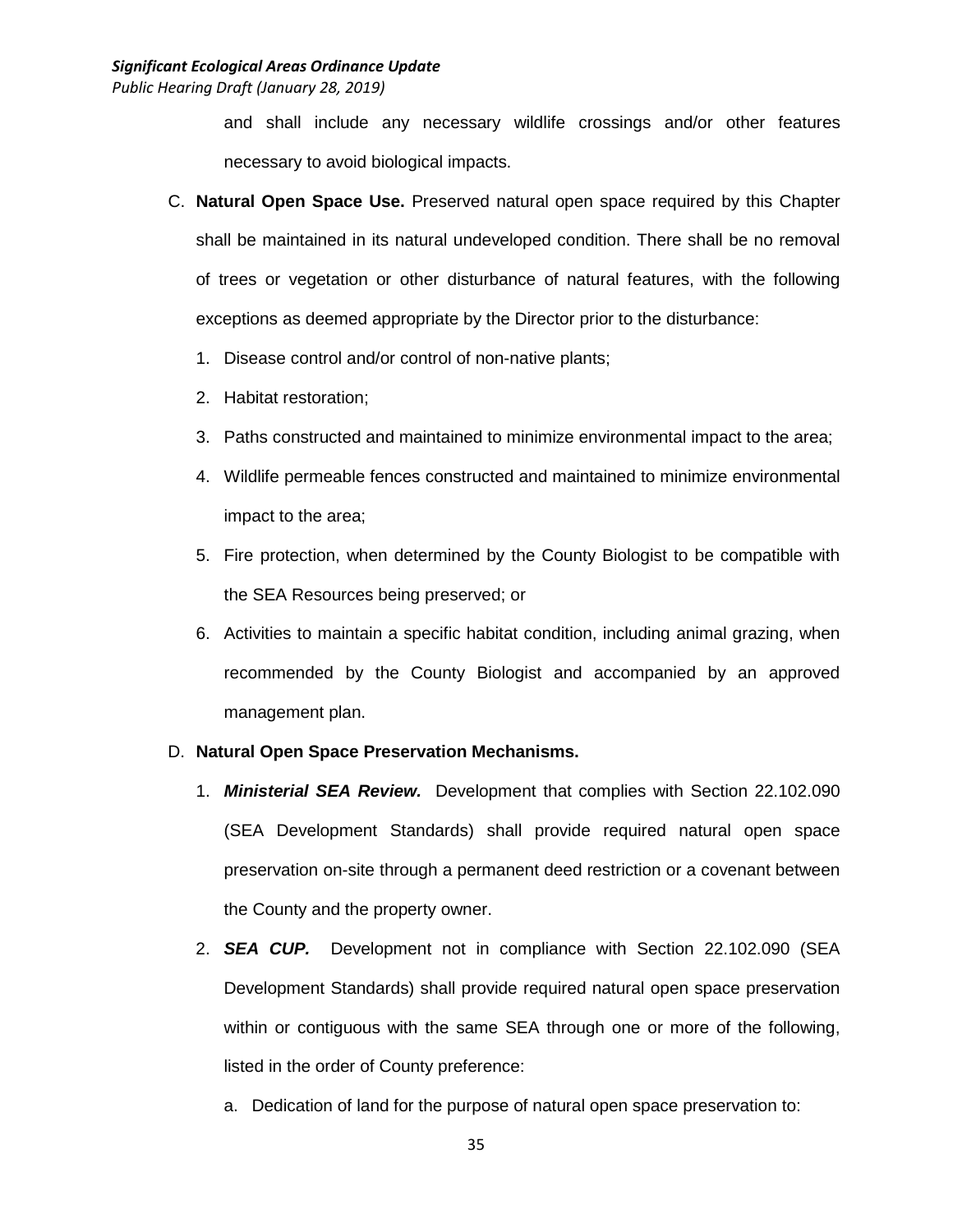and shall include any necessary wildlife crossings and/or other features necessary to avoid biological impacts.

C. **Natural Open Space Use.** Preserved natural open space required by this Chapter shall be maintained in its natural undeveloped condition. There shall be no removal of trees or vegetation or other disturbance of natural features, with the following exceptions as deemed appropriate by the Director prior to the disturbance:

   1. Disease control and/or control of non-native plants;
   2. Habitat restoration;
   3. Paths constructed and maintained to minimize environmental impact to the area;
   4. Wildlife permeable fences constructed and maintained to minimize environmental impact to the area;
   5. Fire protection, when determined by the County Biologist to be compatible with the SEA Resources being preserved; or
   6. Activities to maintain a specific habitat condition, including animal grazing, when recommended by the County Biologist and accompanied by an approved management plan.

D. **Natural Open Space Preservation Mechanisms.**

   1. ***Ministerial SEA Review.*** Development that complies with Section 22.102.090 (SEA Development Standards) shall provide required natural open space preservation on-site through a permanent deed restriction or a covenant between the County and the property owner.
   2. ***SEA CUP.*** Development not in compliance with Section 22.102.090 (SEA Development Standards) shall provide required natural open space preservation within or contiguous with the same SEA through one or more of the following, listed in the order of County preference:

      a. Dedication of land for the purpose of natural open space preservation to: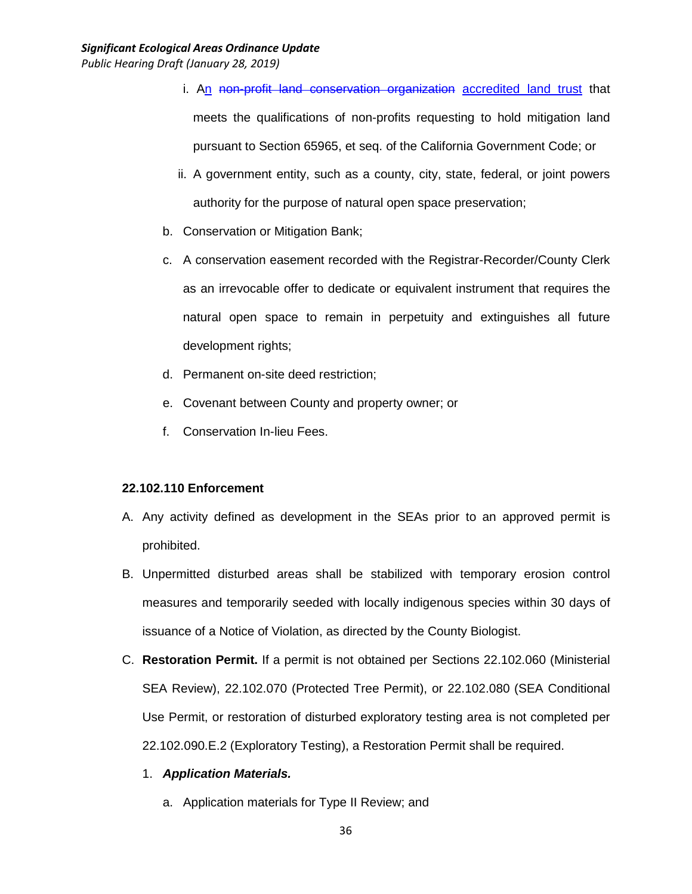i. A~~n~~ ~~non-profit land conservation organization~~ accredited land trust that meets the qualifications of non-profits requesting to hold mitigation land pursuant to Section 65965, et seq. of the California Government Code; or

ii. A government entity, such as a county, city, state, federal, or joint powers authority for the purpose of natural open space preservation;

b. Conservation or Mitigation Bank;

c. A conservation easement recorded with the Registrar-Recorder/County Clerk as an irrevocable offer to dedicate or equivalent instrument that requires the natural open space to remain in perpetuity and extinguishes all future development rights;

d. Permanent on-site deed restriction;

e. Covenant between County and property owner; or

f. Conservation In-lieu Fees.

**22.102.110 Enforcement**

A. Any activity defined as development in the SEAs prior to an approved permit is prohibited.

B. Unpermitted disturbed areas shall be stabilized with temporary erosion control measures and temporarily seeded with locally indigenous species within 30 days of issuance of a Notice of Violation, as directed by the County Biologist.

C. **Restoration Permit.** If a permit is not obtained per Sections 22.102.060 (Ministerial SEA Review), 22.102.070 (Protected Tree Permit), or 22.102.080 (SEA Conditional Use Permit, or restoration of disturbed exploratory testing area is not completed per 22.102.090.E.2 (Exploratory Testing), a Restoration Permit shall be required.

1. ***Application Materials.***

a. Application materials for Type II Review; and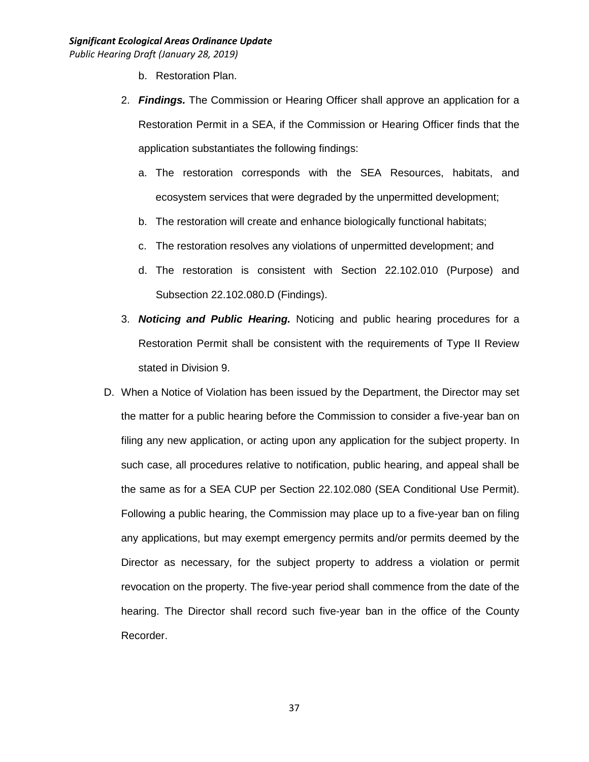b. Restoration Plan.

2. ***Findings.*** The Commission or Hearing Officer shall approve an application for a Restoration Permit in a SEA, if the Commission or Hearing Officer finds that the application substantiates the following findings:

   a. The restoration corresponds with the SEA Resources, habitats, and ecosystem services that were degraded by the unpermitted development;

   b. The restoration will create and enhance biologically functional habitats;

   c. The restoration resolves any violations of unpermitted development; and

   d. The restoration is consistent with Section 22.102.010 (Purpose) and Subsection 22.102.080.D (Findings).

3. ***Noticing and Public Hearing.*** Noticing and public hearing procedures for a Restoration Permit shall be consistent with the requirements of Type II Review stated in Division 9.

D. When a Notice of Violation has been issued by the Department, the Director may set the matter for a public hearing before the Commission to consider a five-year ban on filing any new application, or acting upon any application for the subject property. In such case, all procedures relative to notification, public hearing, and appeal shall be the same as for a SEA CUP per Section 22.102.080 (SEA Conditional Use Permit). Following a public hearing, the Commission may place up to a five-year ban on filing any applications, but may exempt emergency permits and/or permits deemed by the Director as necessary, for the subject property to address a violation or permit revocation on the property. The five-year period shall commence from the date of the hearing. The Director shall record such five-year ban in the office of the County Recorder.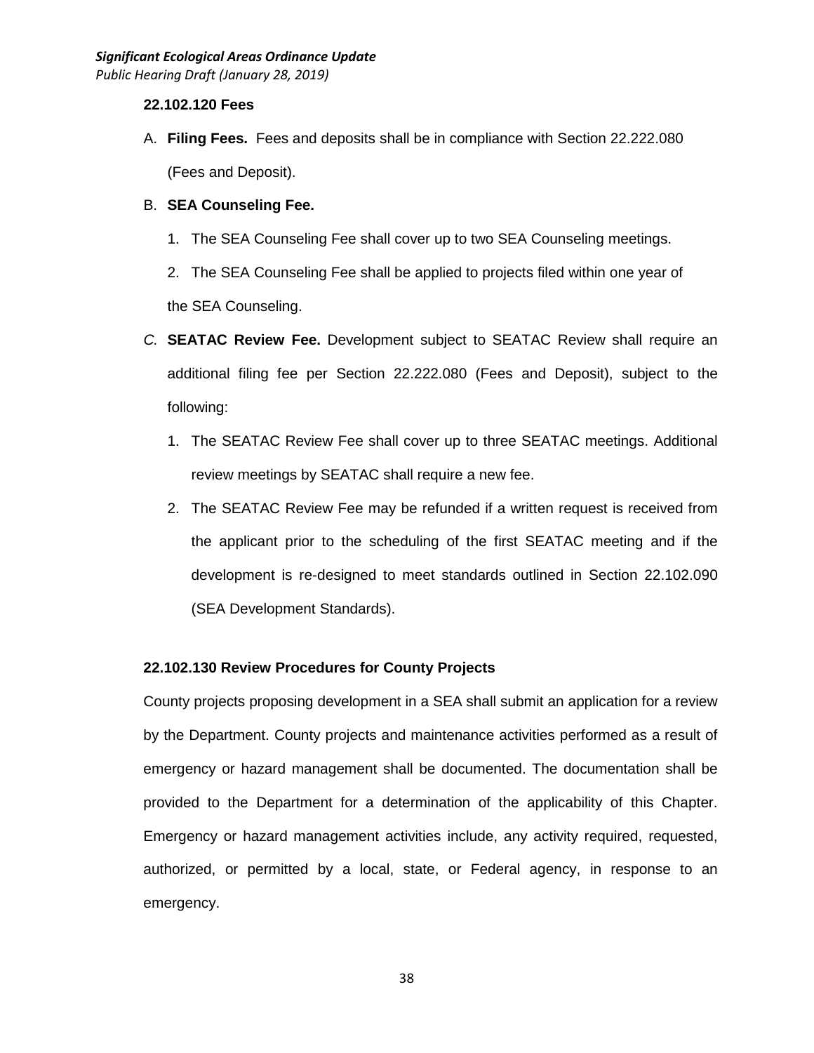### 22.102.120 Fees

A. **Filing Fees.** Fees and deposits shall be in compliance with Section 22.222.080 (Fees and Deposit).

B. **SEA Counseling Fee.**

   1. The SEA Counseling Fee shall cover up to two SEA Counseling meetings.

   2. The SEA Counseling Fee shall be applied to projects filed within one year of the SEA Counseling.

*C.* **SEATAC Review Fee.** Development subject to SEATAC Review shall require an additional filing fee per Section 22.222.080 (Fees and Deposit), subject to the following:

   1. The SEATAC Review Fee shall cover up to three SEATAC meetings. Additional review meetings by SEATAC shall require a new fee.

   2. The SEATAC Review Fee may be refunded if a written request is received from the applicant prior to the scheduling of the first SEATAC meeting and if the development is re-designed to meet standards outlined in Section 22.102.090 (SEA Development Standards).

### 22.102.130 Review Procedures for County Projects

County projects proposing development in a SEA shall submit an application for a review by the Department. County projects and maintenance activities performed as a result of emergency or hazard management shall be documented. The documentation shall be provided to the Department for a determination of the applicability of this Chapter. Emergency or hazard management activities include, any activity required, requested, authorized, or permitted by a local, state, or Federal agency, in response to an emergency.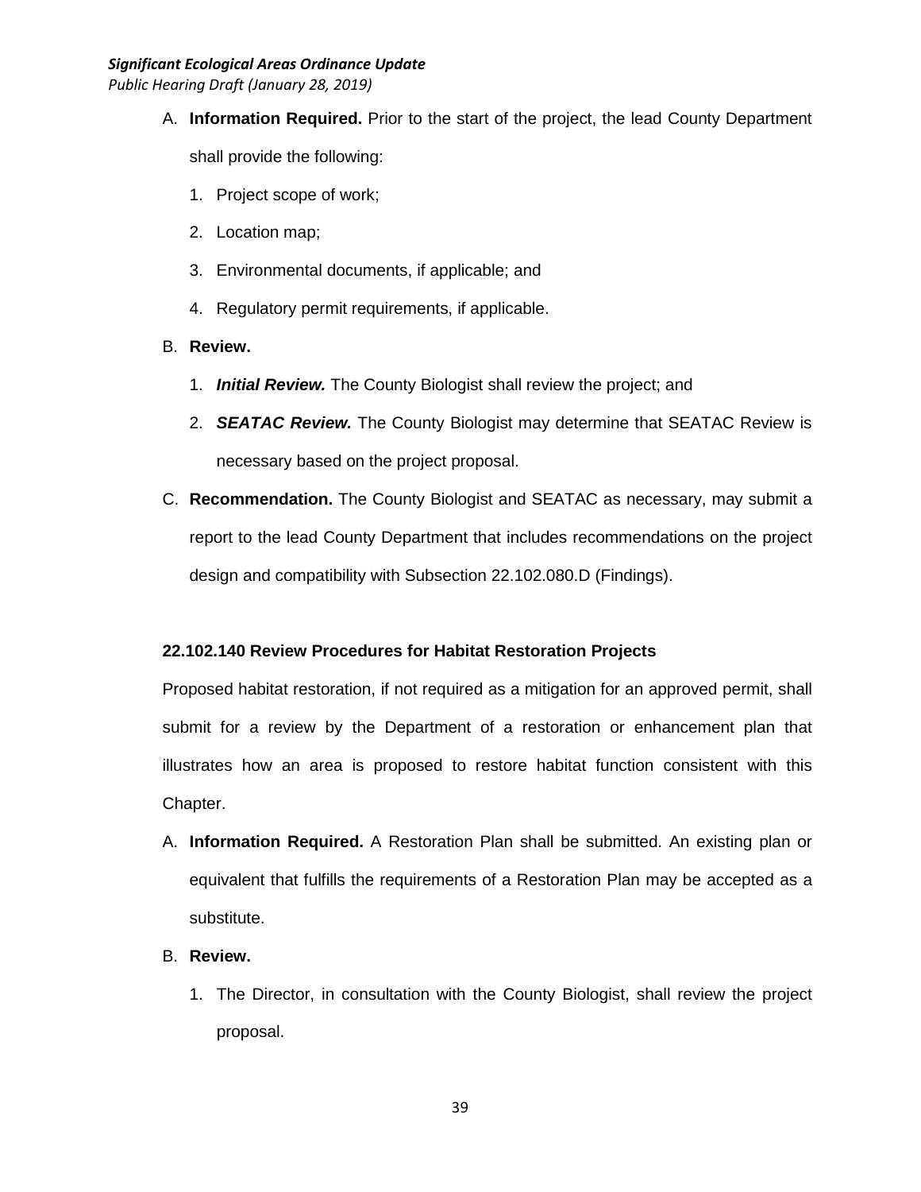A. **Information Required.** Prior to the start of the project, the lead County Department shall provide the following:

   1. Project scope of work;
   2. Location map;
   3. Environmental documents, if applicable; and
   4. Regulatory permit requirements, if applicable.

B. **Review.**

   1. ***Initial Review.*** The County Biologist shall review the project; and
   2. ***SEATAC Review.*** The County Biologist may determine that SEATAC Review is necessary based on the project proposal.

C. **Recommendation.** The County Biologist and SEATAC as necessary, may submit a report to the lead County Department that includes recommendations on the project design and compatibility with Subsection 22.102.080.D (Findings).

### 22.102.140 Review Procedures for Habitat Restoration Projects

Proposed habitat restoration, if not required as a mitigation for an approved permit, shall submit for a review by the Department of a restoration or enhancement plan that illustrates how an area is proposed to restore habitat function consistent with this Chapter.

A. **Information Required.** A Restoration Plan shall be submitted. An existing plan or equivalent that fulfills the requirements of a Restoration Plan may be accepted as a substitute.

B. **Review.**

   1. The Director, in consultation with the County Biologist, shall review the project proposal.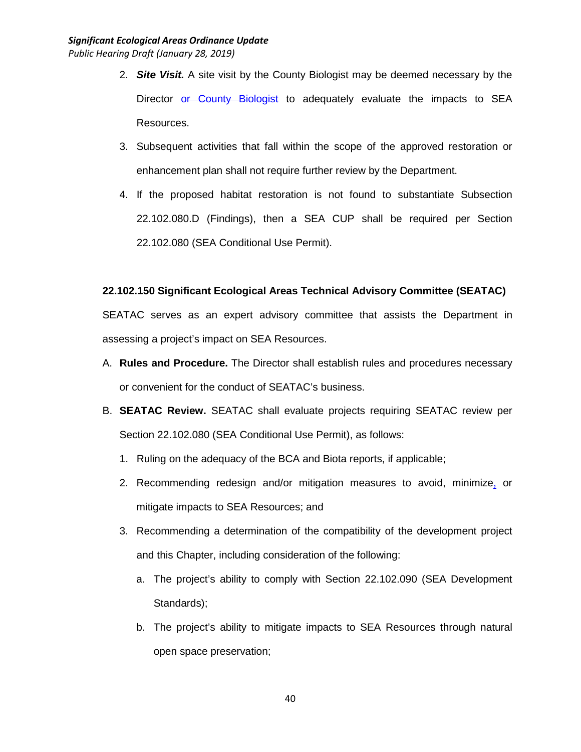2. ***Site Visit.*** A site visit by the County Biologist may be deemed necessary by the Director ~~or County Biologist~~ to adequately evaluate the impacts to SEA Resources.

3. Subsequent activities that fall within the scope of the approved restoration or enhancement plan shall not require further review by the Department.

4. If the proposed habitat restoration is not found to substantiate Subsection 22.102.080.D (Findings), then a SEA CUP shall be required per Section 22.102.080 (SEA Conditional Use Permit).

**22.102.150 Significant Ecological Areas Technical Advisory Committee (SEATAC)**

SEATAC serves as an expert advisory committee that assists the Department in assessing a project's impact on SEA Resources.

A. **Rules and Procedure.** The Director shall establish rules and procedures necessary or convenient for the conduct of SEATAC's business.

B. **SEATAC Review.** SEATAC shall evaluate projects requiring SEATAC review per Section 22.102.080 (SEA Conditional Use Permit), as follows:

   1. Ruling on the adequacy of the BCA and Biota reports, if applicable;

   2. Recommending redesign and/or mitigation measures to avoid, minimize, or mitigate impacts to SEA Resources; and

   3. Recommending a determination of the compatibility of the development project and this Chapter, including consideration of the following:

      a. The project's ability to comply with Section 22.102.090 (SEA Development Standards);

      b. The project's ability to mitigate impacts to SEA Resources through natural open space preservation;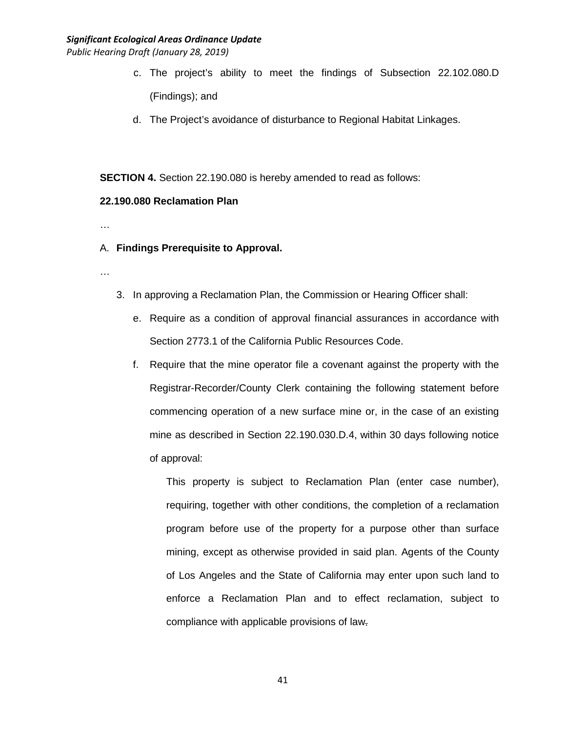c. The project's ability to meet the findings of Subsection 22.102.080.D (Findings); and

d. The Project's avoidance of disturbance to Regional Habitat Linkages.

**SECTION 4.** Section 22.190.080 is hereby amended to read as follows:

**22.190.080 Reclamation Plan**

…

A. **Findings Prerequisite to Approval.**

…

3. In approving a Reclamation Plan, the Commission or Hearing Officer shall:

   e. Require as a condition of approval financial assurances in accordance with Section 2773.1 of the California Public Resources Code.

   f. Require that the mine operator file a covenant against the property with the Registrar-Recorder/County Clerk containing the following statement before commencing operation of a new surface mine or, in the case of an existing mine as described in Section 22.190.030.D.4, within 30 days following notice of approval:

      This property is subject to Reclamation Plan (enter case number), requiring, together with other conditions, the completion of a reclamation program before use of the property for a purpose other than surface mining, except as otherwise provided in said plan. Agents of the County of Los Angeles and the State of California may enter upon such land to enforce a Reclamation Plan and to effect reclamation, subject to compliance with applicable provisions of law~~.~~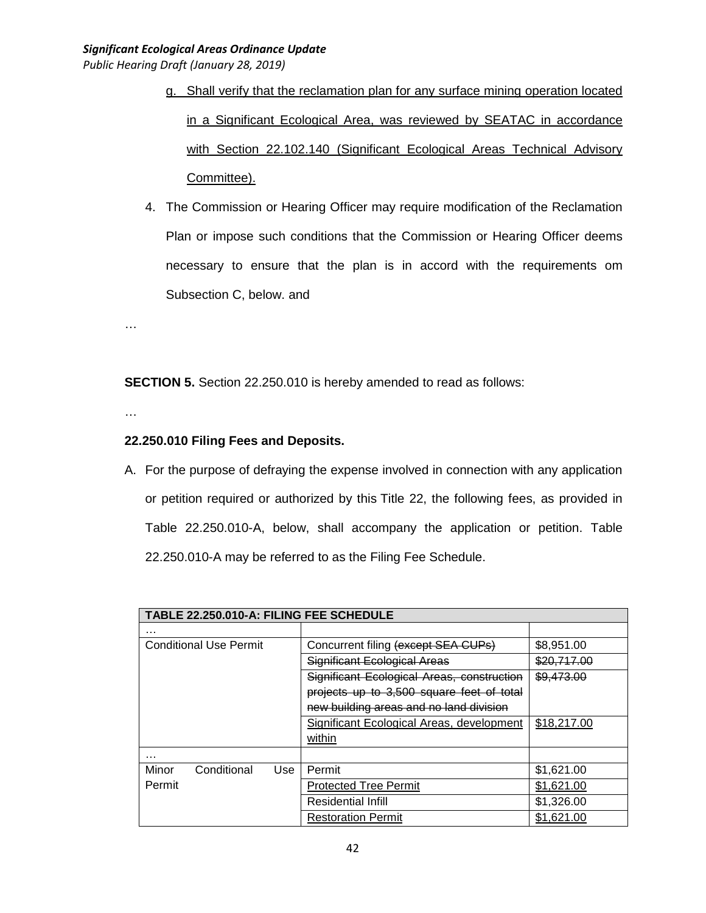g. Shall verify that the reclamation plan for any surface mining operation located in a Significant Ecological Area, was reviewed by SEATAC in accordance with Section 22.102.140 (Significant Ecological Areas Technical Advisory Committee).

4. The Commission or Hearing Officer may require modification of the Reclamation Plan or impose such conditions that the Commission or Hearing Officer deems necessary to ensure that the plan is in accord with the requirements om Subsection C, below. and

…

**SECTION 5.** Section 22.250.010 is hereby amended to read as follows:

…

**22.250.010 Filing Fees and Deposits.**

A. For the purpose of defraying the expense involved in connection with any application or petition required or authorized by this Title 22, the following fees, as provided in Table 22.250.010-A, below, shall accompany the application or petition. Table 22.250.010-A may be referred to as the Filing Fee Schedule.

| TABLE 22.250.010-A: FILING FEE SCHEDULE | | |
|---|---|---|
| … | | |
| Conditional Use Permit | Concurrent filing ~~(except SEA CUPs)~~ | $8,951.00 |
| | ~~Significant Ecological Areas~~ | ~~$20,717.00~~ |
| | ~~Significant Ecological Areas, construction projects up to 3,500 square feet of total new building areas and no land division~~ | ~~$9,473.00~~ |
| | <u>Significant Ecological Areas, development within</u> | <u>$18,217.00</u> |
| … | | |
| Minor Conditional Use Permit | Permit | $1,621.00 |
| | <u>Protected Tree Permit</u> | <u>$1,621.00</u> |
| | Residential Infill | $1,326.00 |
| | <u>Restoration Permit</u> | <u>$1,621.00</u> |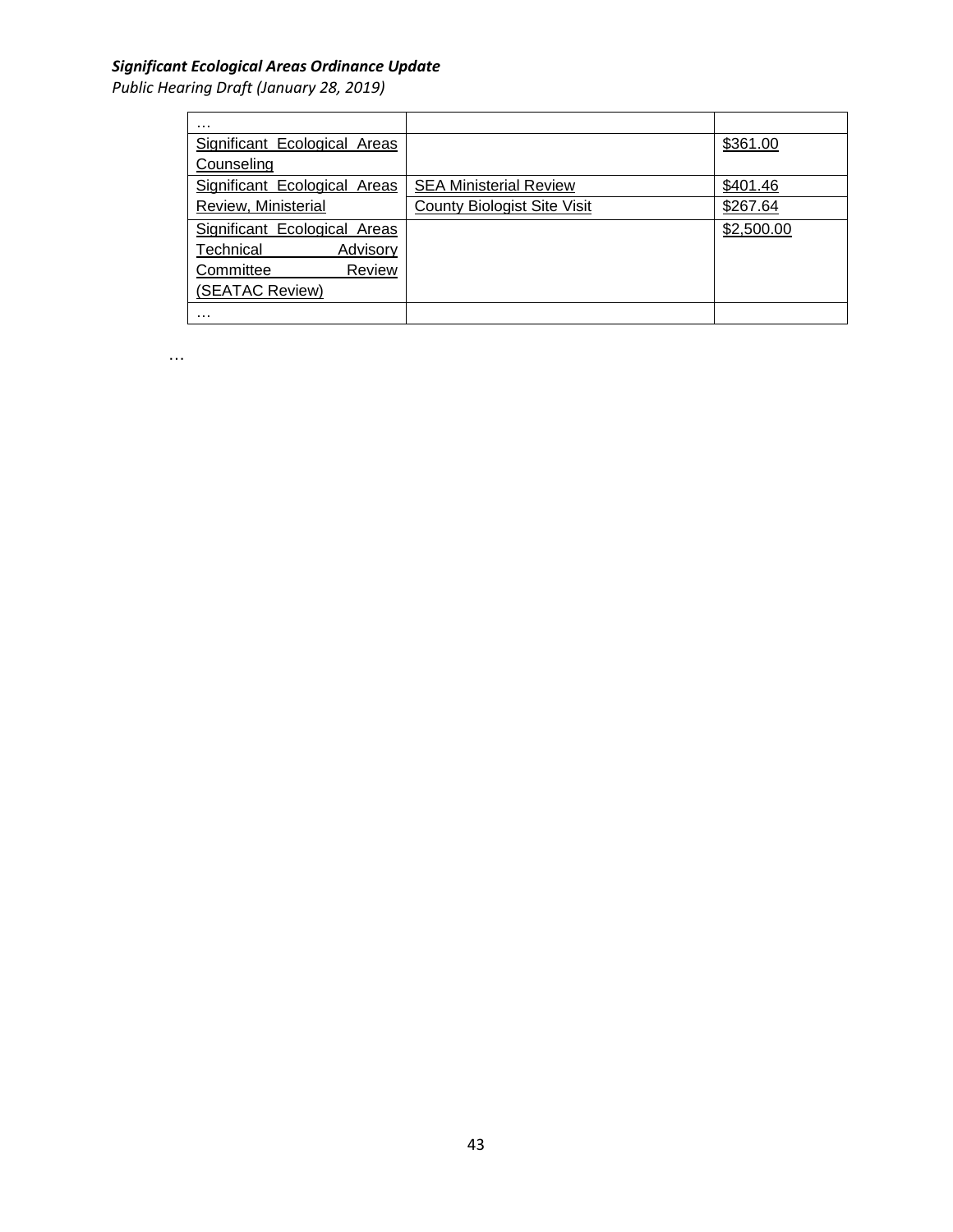| | | |
|---|---|---|
| … | | |
| Significant Ecological Areas Counseling | | $361.00 |
| Significant Ecological Areas Review, Ministerial | SEA Ministerial Review | $401.46 |
| | County Biologist Site Visit | $267.64 |
| Significant Ecological Areas Technical Advisory Committee Review (SEATAC Review) | | $2,500.00 |
| … | | |

…